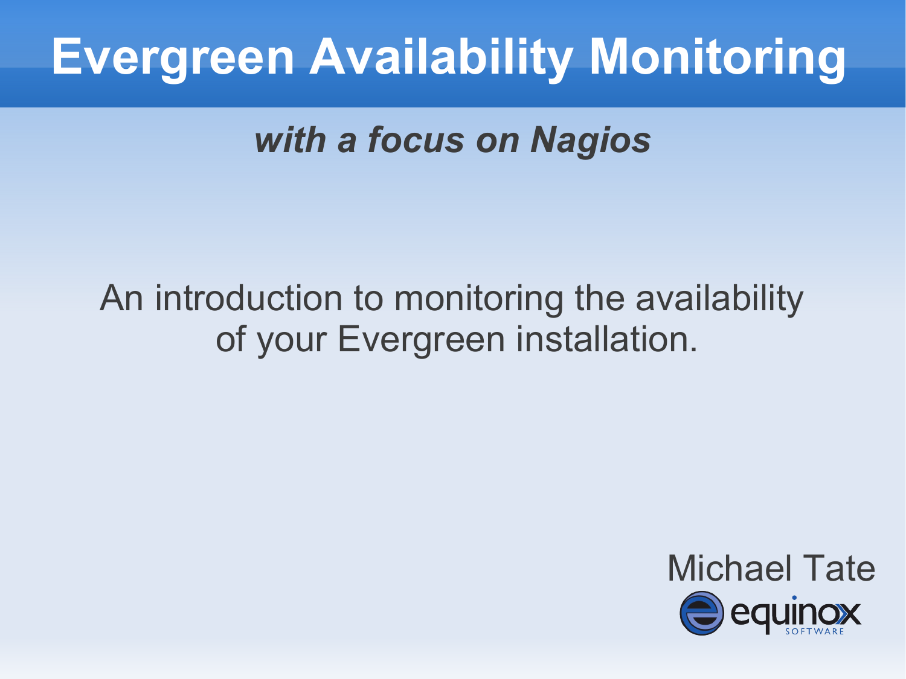# Evergreen Availability Monitoring

***with a focus on Nagios***

An introduction to monitoring the availability of your Evergreen installation.

Michael Tate

equinox SOFTWARE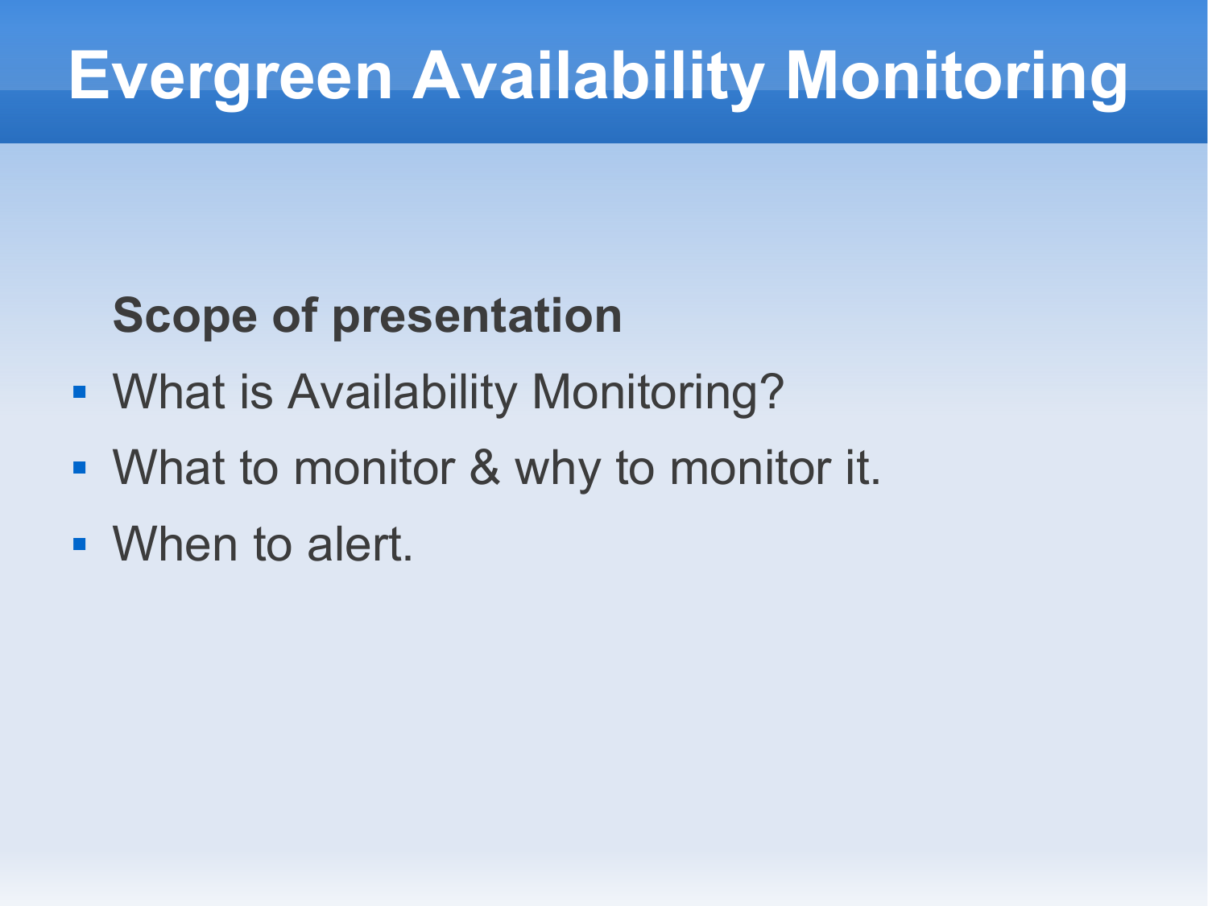# Evergreen Availability Monitoring

**Scope of presentation**

- What is Availability Monitoring?
- What to monitor & why to monitor it.
- When to alert.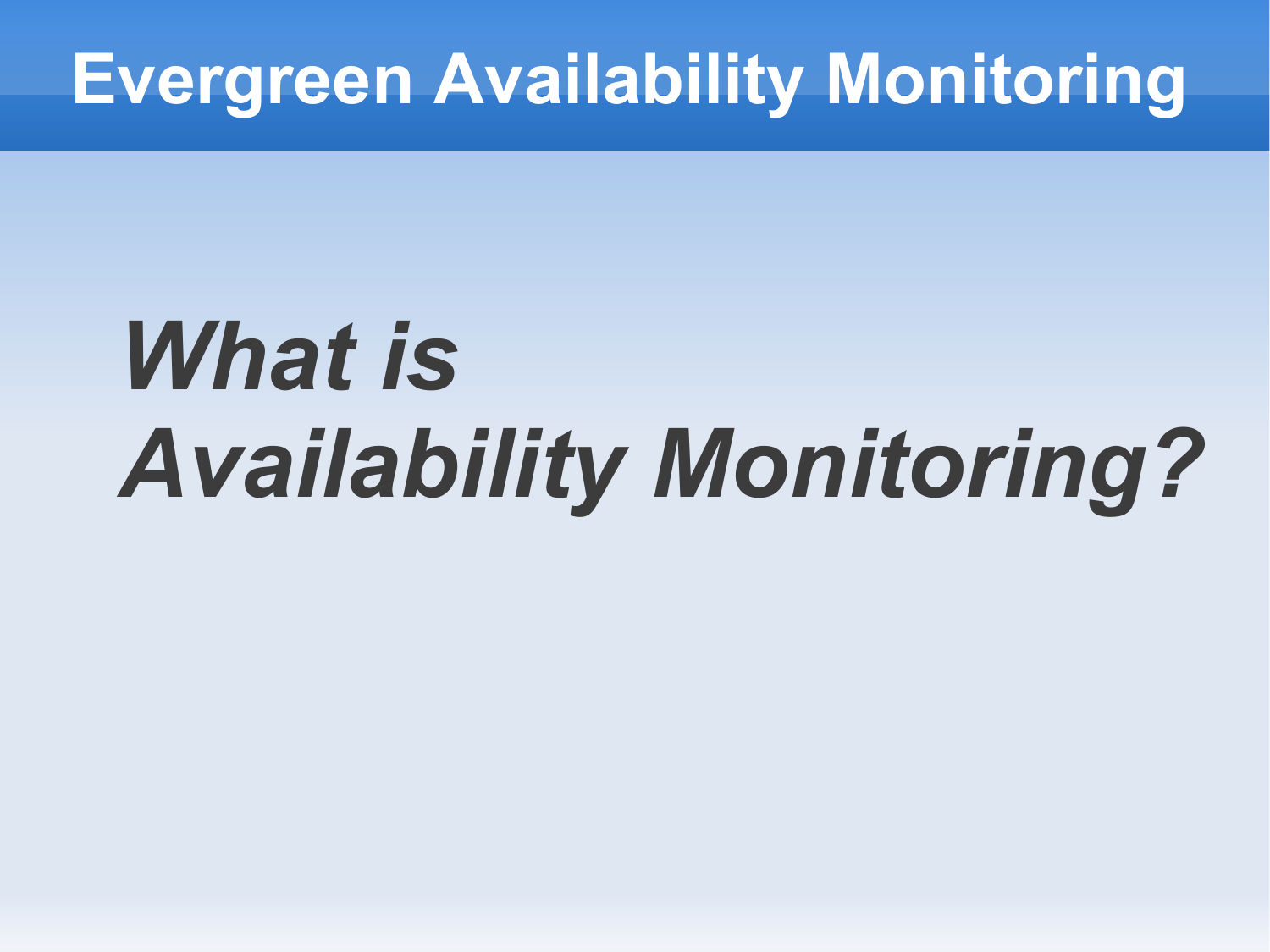# Evergreen Availability Monitoring

***What is Availability Monitoring?***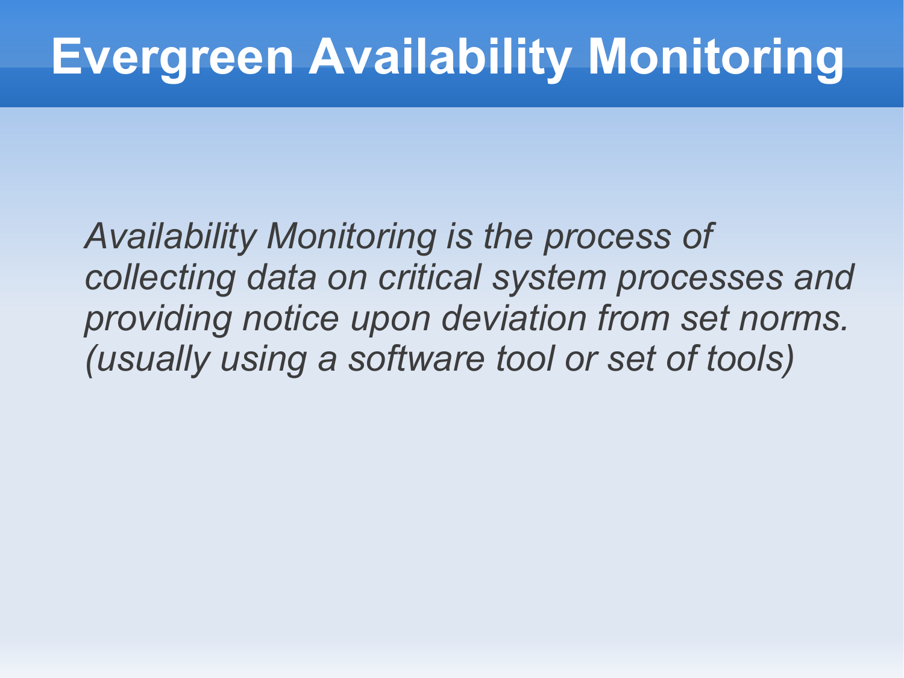# Evergreen Availability Monitoring

*Availability Monitoring is the process of collecting data on critical system processes and providing notice upon deviation from set norms. (usually using a software tool or set of tools)*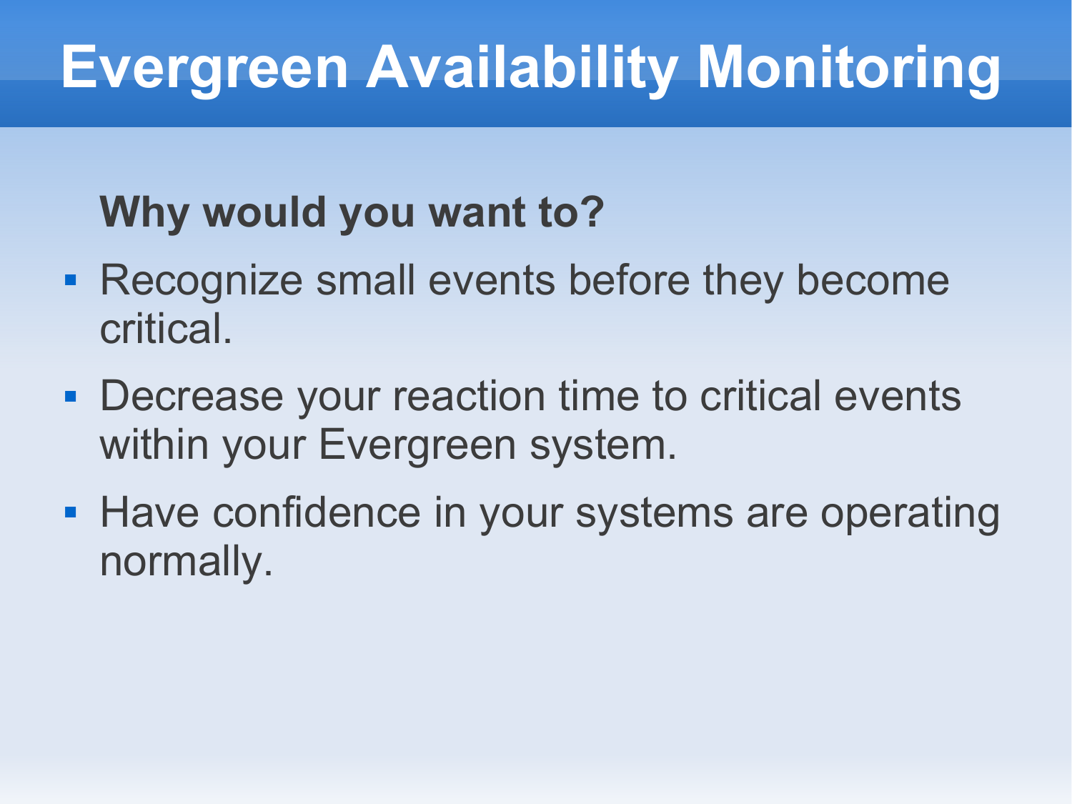# Evergreen Availability Monitoring

**Why would you want to?**

- Recognize small events before they become critical.
- Decrease your reaction time to critical events within your Evergreen system.
- Have confidence in your systems are operating normally.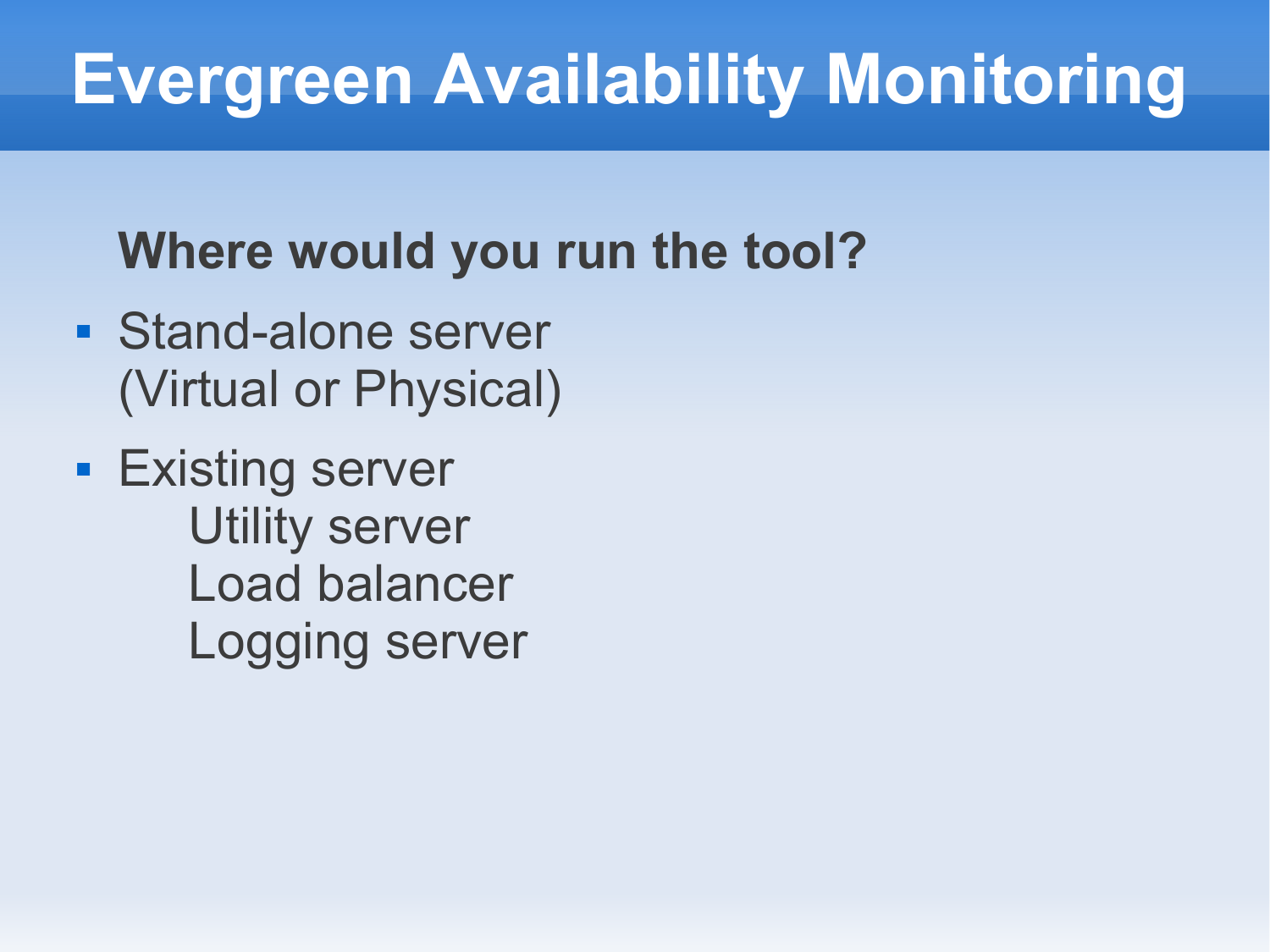# Evergreen Availability Monitoring

**Where would you run the tool?**

- Stand-alone server
  (Virtual or Physical)
- Existing server
  - Utility server
  - Load balancer
  - Logging server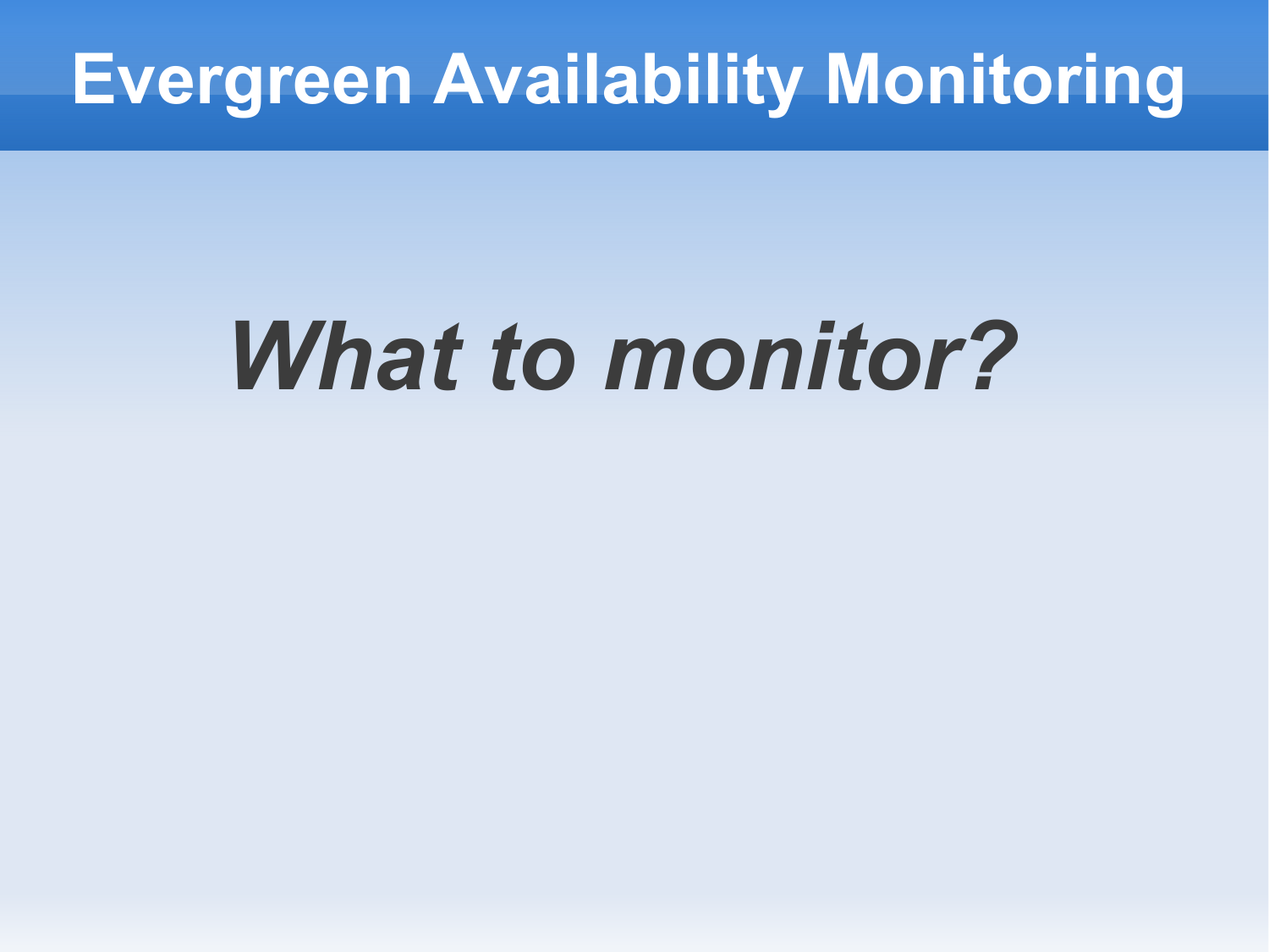# Evergreen Availability Monitoring

***What to monitor?***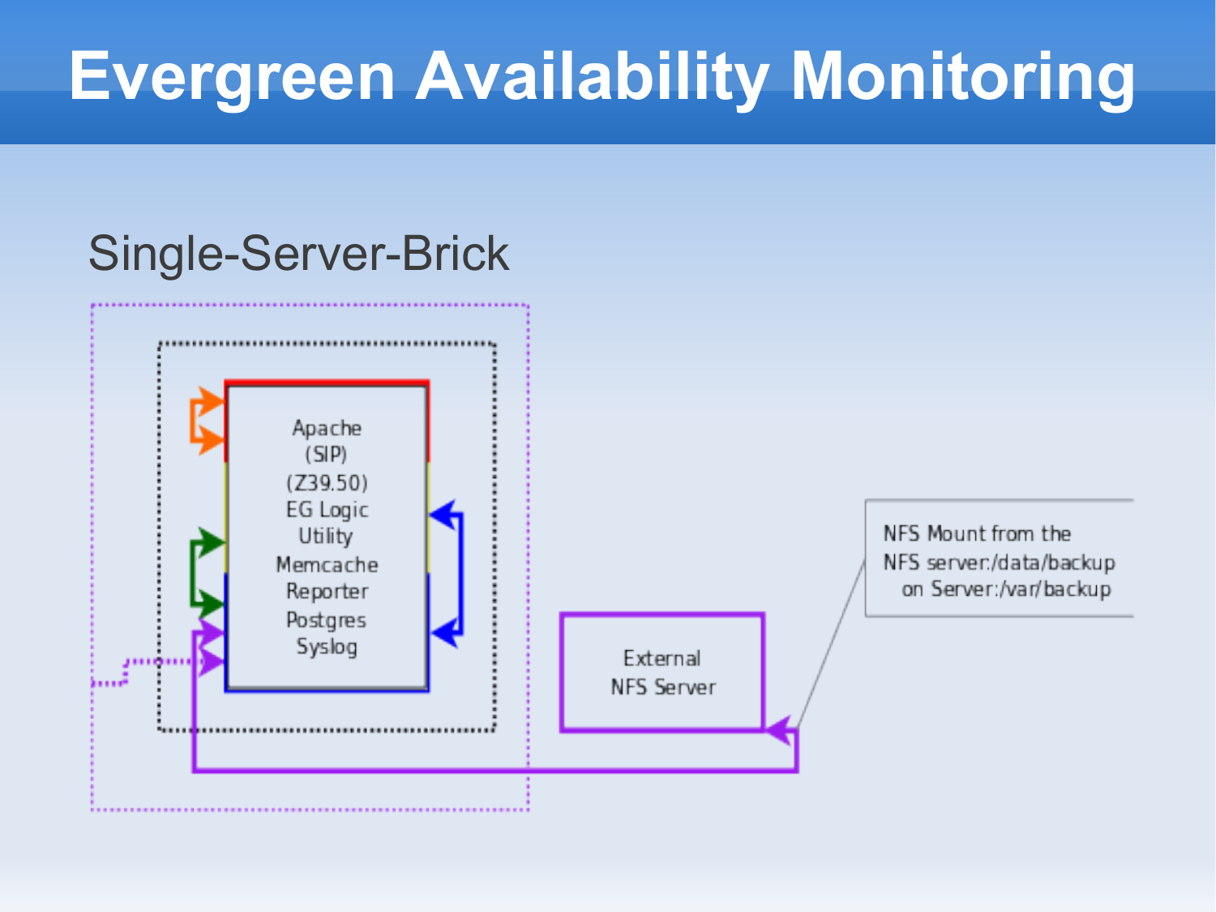# Evergreen Availability Monitoring

Single-Server-Brick

Apache
(SIP)
(Z39.50)
EG Logic
Utility
Memcache
Reporter
Postgres
Syslog

External
NFS Server

NFS Mount from the
NFS server:/data/backup
on Server:/var/backup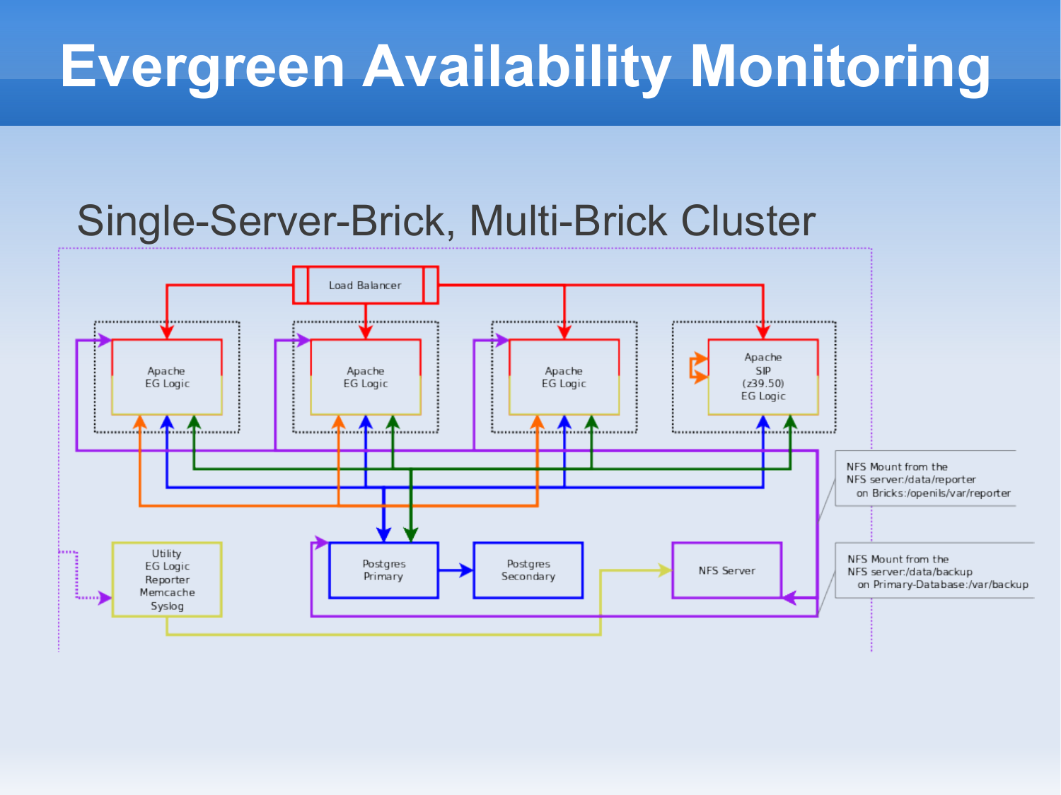# Evergreen Availability Monitoring

## Single-Server-Brick, Multi-Brick Cluster

Load Balancer

Apache
EG Logic

Apache
EG Logic

Apache
EG Logic

Apache
SIP
(z39.50)
EG Logic

NFS Mount from the
NFS server:/data/reporter
on Bricks:/openils/var/reporter

Utility
EG Logic
Reporter
Memcache
Syslog

Postgres
Primary

Postgres
Secondary

NFS Server

NFS Mount from the
NFS server:/data/backup
on Primary-Database:/var/backup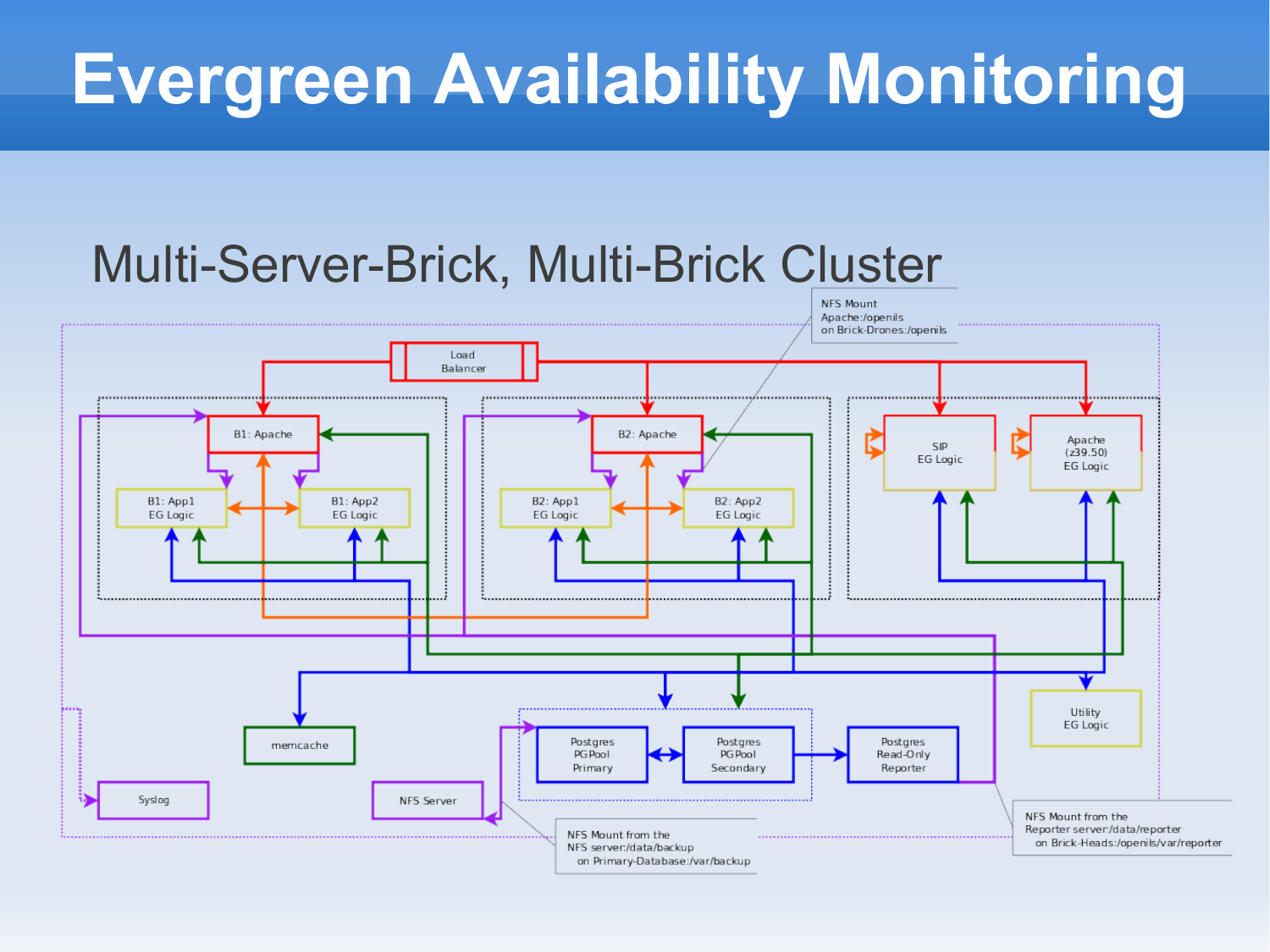# Evergreen Availability Monitoring

## Multi-Server-Brick, Multi-Brick Cluster

NFS Mount
Apache:/openils
on Brick-Drones:/openils

Load Balancer

B1: Apache

B1: App1 EG Logic

B1: App2 EG Logic

B2: Apache

B2: App1 EG Logic

B2: App2 EG Logic

SIP EG Logic

Apache (z39.50) EG Logic

Utility EG Logic

memcache

Syslog

NFS Server

Postgres PGPool Primary

Postgres PGPool Secondary

Postgres Read-Only Reporter

NFS Mount from the
NFS server:/data/backup
on Primary-Database:/var/backup

NFS Mount from the
Reporter server:/data/reporter
on Brick-Heads:/openils/var/reporter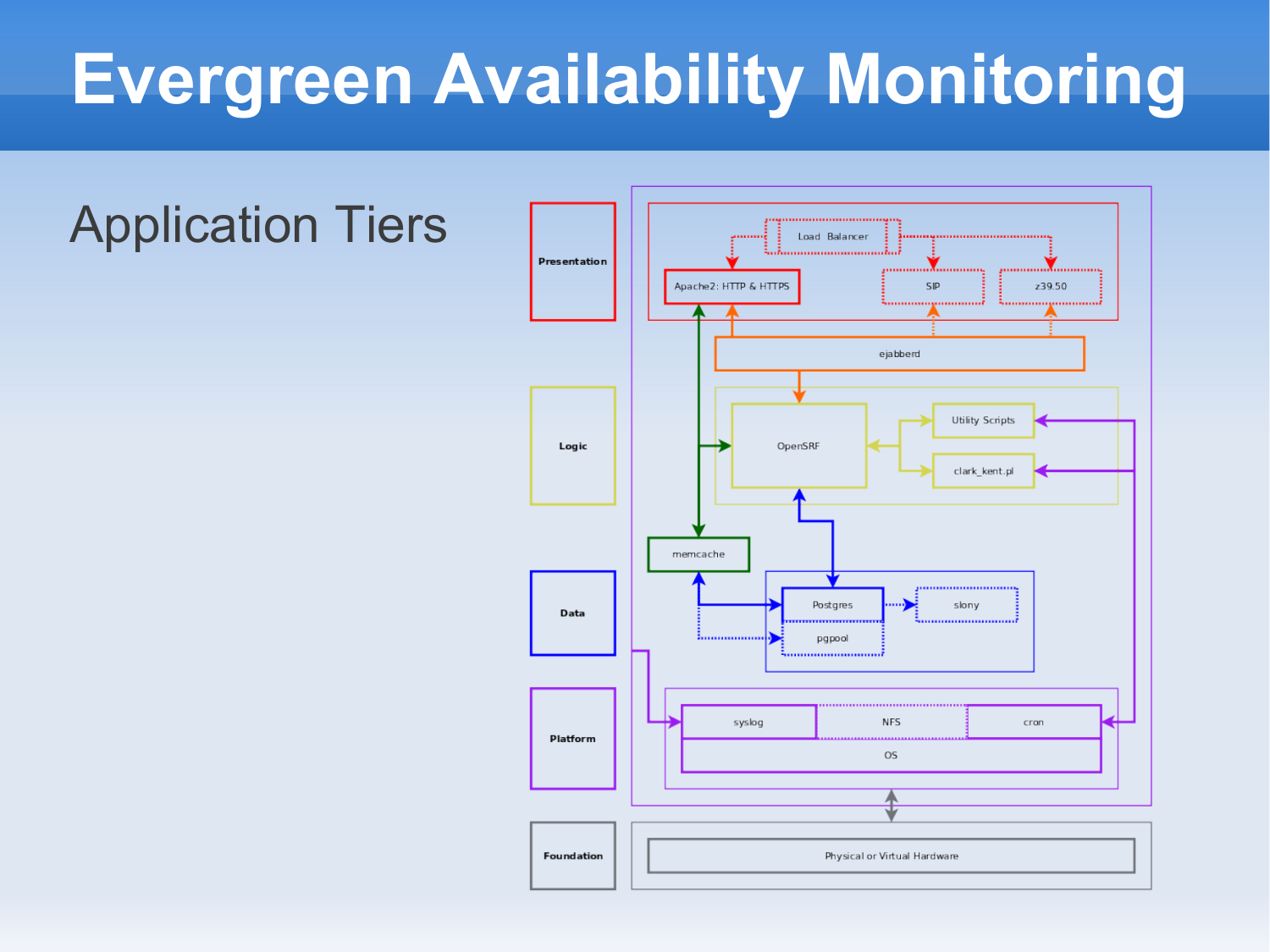# Evergreen Availability Monitoring

Application Tiers

Presentation

Logic

Data

Platform

Foundation

Load Balancer

Apache2: HTTP & HTTPS

SIP

z39.50

ejabberd

OpenSRF

Utility Scripts

clark_kent.pl

memcache

Postgres

slony

pgpool

syslog

NFS

cron

OS

Physical or Virtual Hardware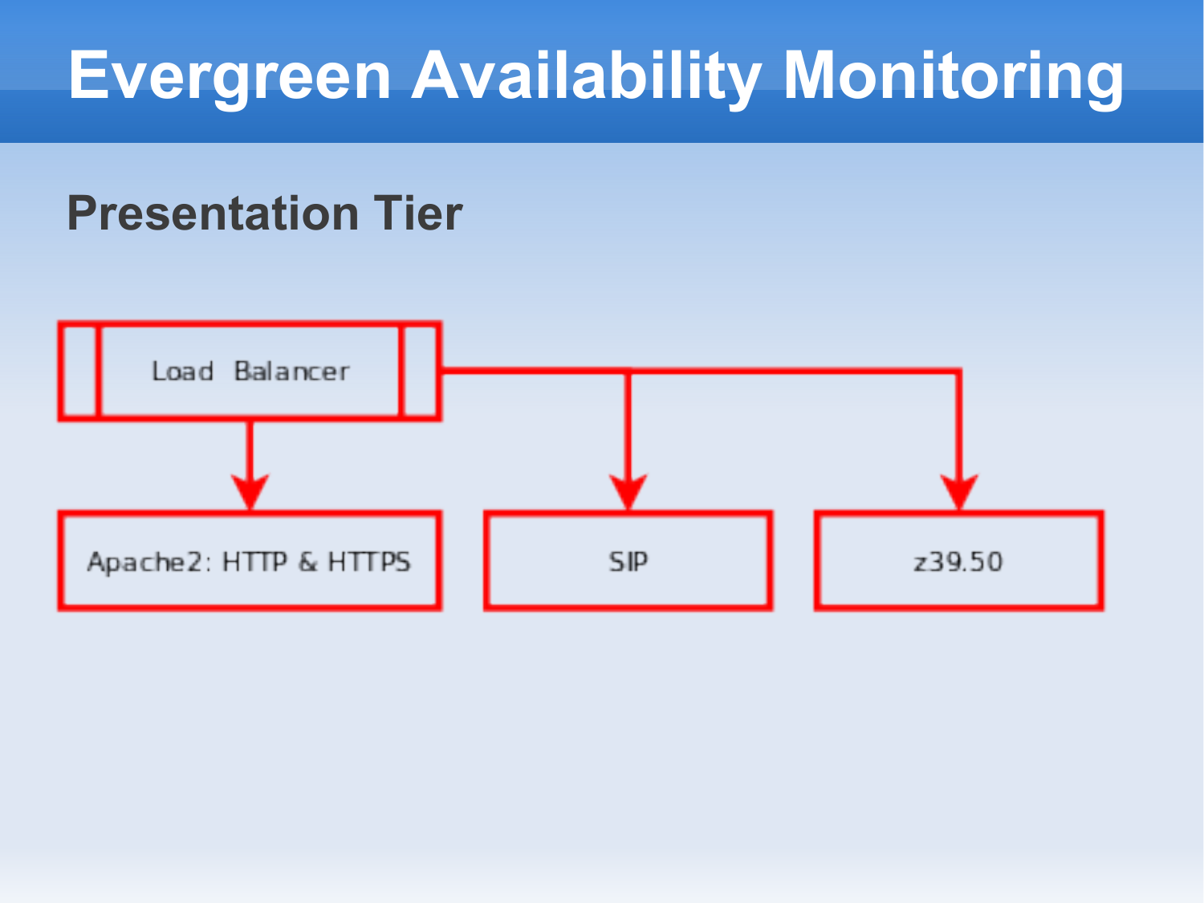# Evergreen Availability Monitoring

## Presentation Tier

Load Balancer

Apache2: HTTP & HTTPS

SIP

z39.50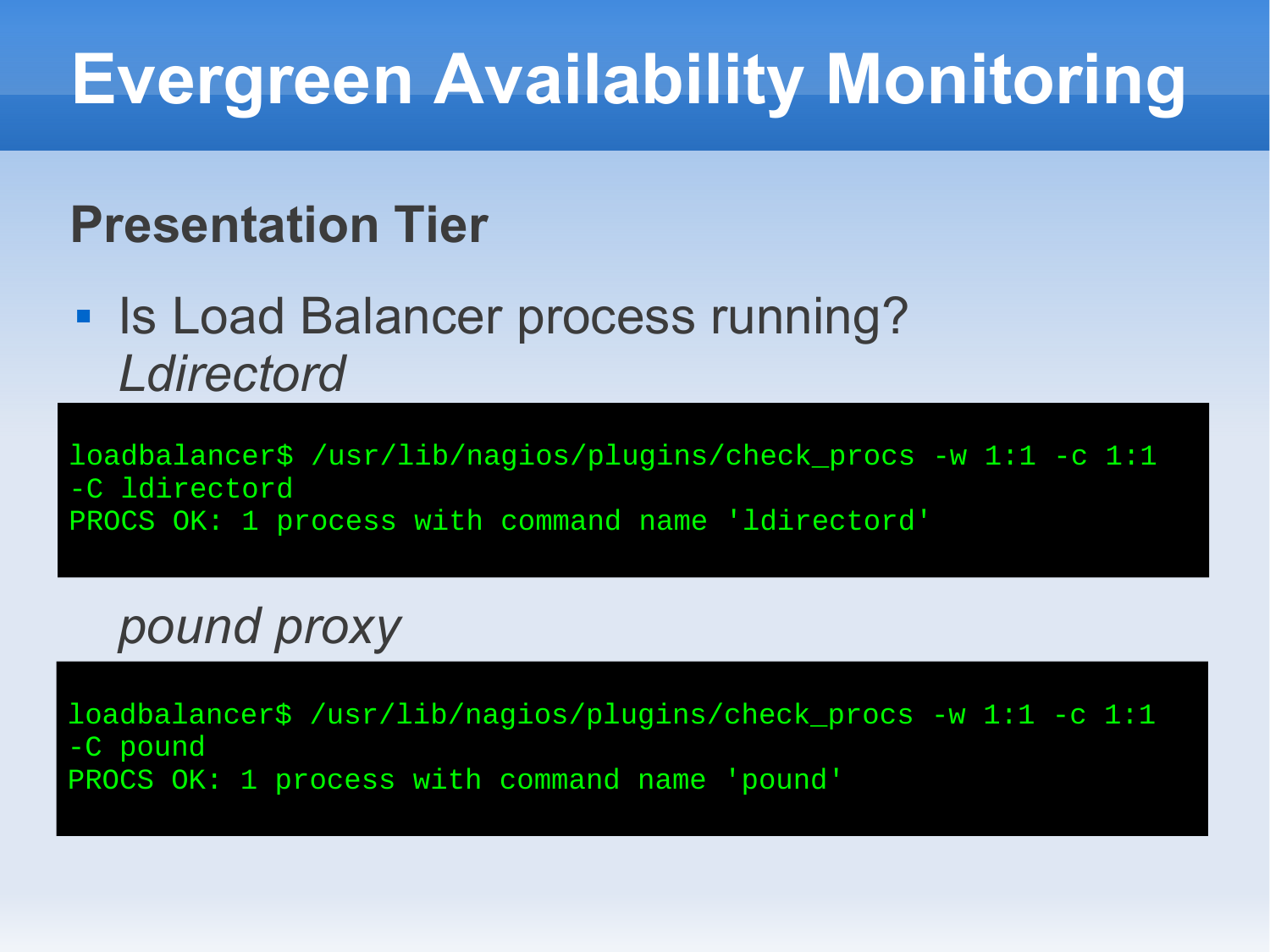# Evergreen Availability Monitoring

## Presentation Tier

- Is Load Balancer process running?
  *Ldirectord*

```
loadbalancer$ /usr/lib/nagios/plugins/check_procs -w 1:1 -c 1:1
-C ldirectord
PROCS OK: 1 process with command name 'ldirectord'
```

*pound proxy*

```
loadbalancer$ /usr/lib/nagios/plugins/check_procs -w 1:1 -c 1:1
-C pound
PROCS OK: 1 process with command name 'pound'
```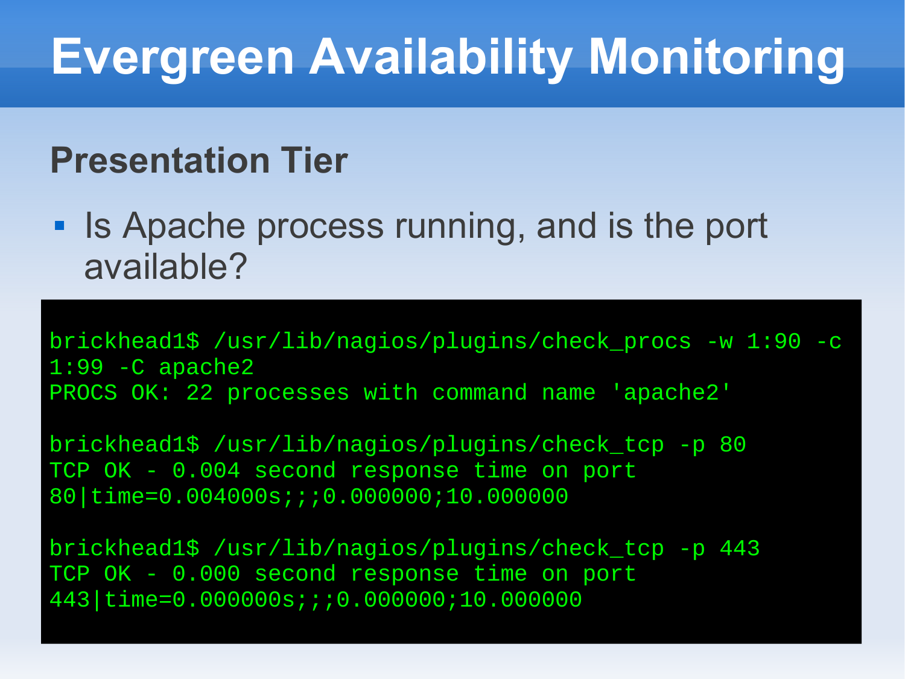# Evergreen Availability Monitoring

## Presentation Tier

- Is Apache process running, and is the port available?

```
brickhead1$ /usr/lib/nagios/plugins/check_procs -w 1:90 -c
1:99 -C apache2
PROCS OK: 22 processes with command name 'apache2'

brickhead1$ /usr/lib/nagios/plugins/check_tcp -p 80
TCP OK - 0.004 second response time on port
80|time=0.004000s;;;0.000000;10.000000

brickhead1$ /usr/lib/nagios/plugins/check_tcp -p 443
TCP OK - 0.000 second response time on port
443|time=0.000000s;;;0.000000;10.000000
```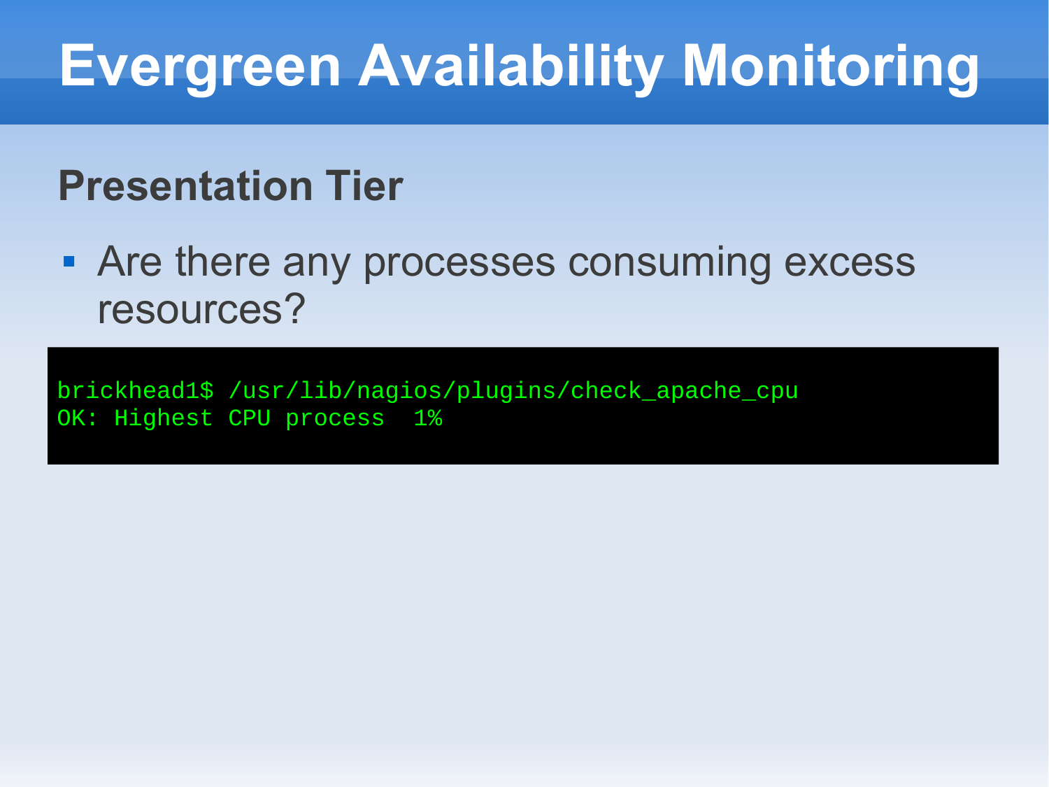# Evergreen Availability Monitoring

## Presentation Tier

- Are there any processes consuming excess resources?

```
brickhead1$ /usr/lib/nagios/plugins/check_apache_cpu
OK: Highest CPU process  1%
```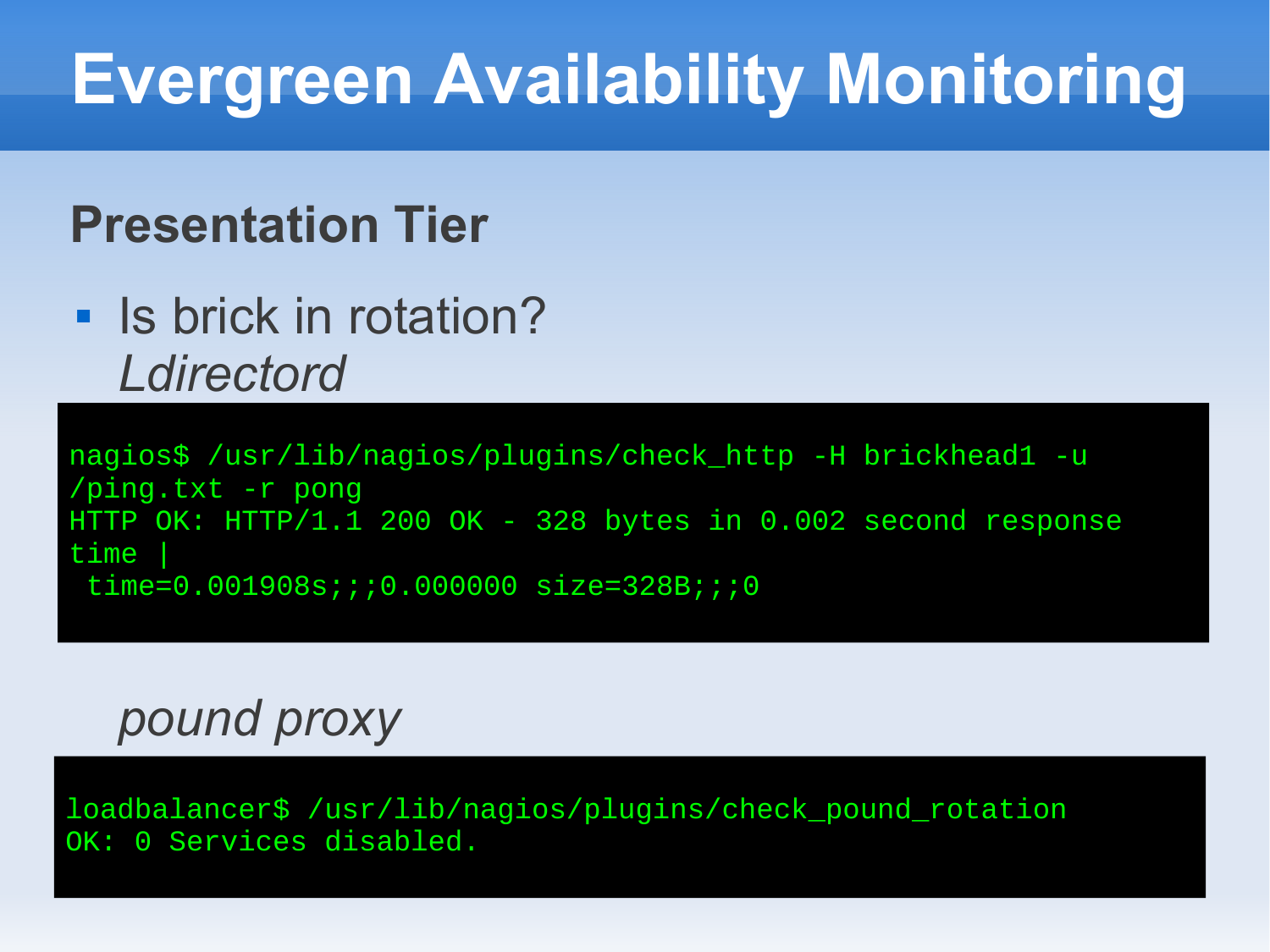# Evergreen Availability Monitoring

## Presentation Tier

- Is brick in rotation?
  *Ldirectord*

```
nagios$ /usr/lib/nagios/plugins/check_http -H brickhead1 -u
/ping.txt -r pong
HTTP OK: HTTP/1.1 200 OK - 328 bytes in 0.002 second response
time |
 time=0.001908s;;;0.000000 size=328B;;;0
```

*pound proxy*

```
loadbalancer$ /usr/lib/nagios/plugins/check_pound_rotation
OK: 0 Services disabled.
```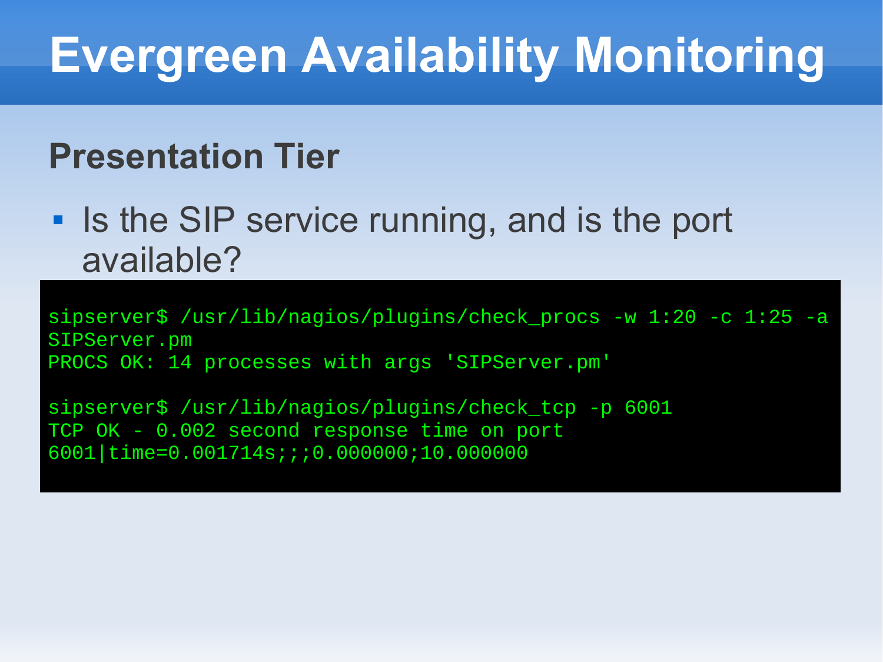# Evergreen Availability Monitoring

## Presentation Tier

- Is the SIP service running, and is the port available?

```
sipserver$ /usr/lib/nagios/plugins/check_procs -w 1:20 -c 1:25 -a
SIPServer.pm
PROCS OK: 14 processes with args 'SIPServer.pm'

sipserver$ /usr/lib/nagios/plugins/check_tcp -p 6001
TCP OK - 0.002 second response time on port
6001|time=0.001714s;;;0.000000;10.000000
```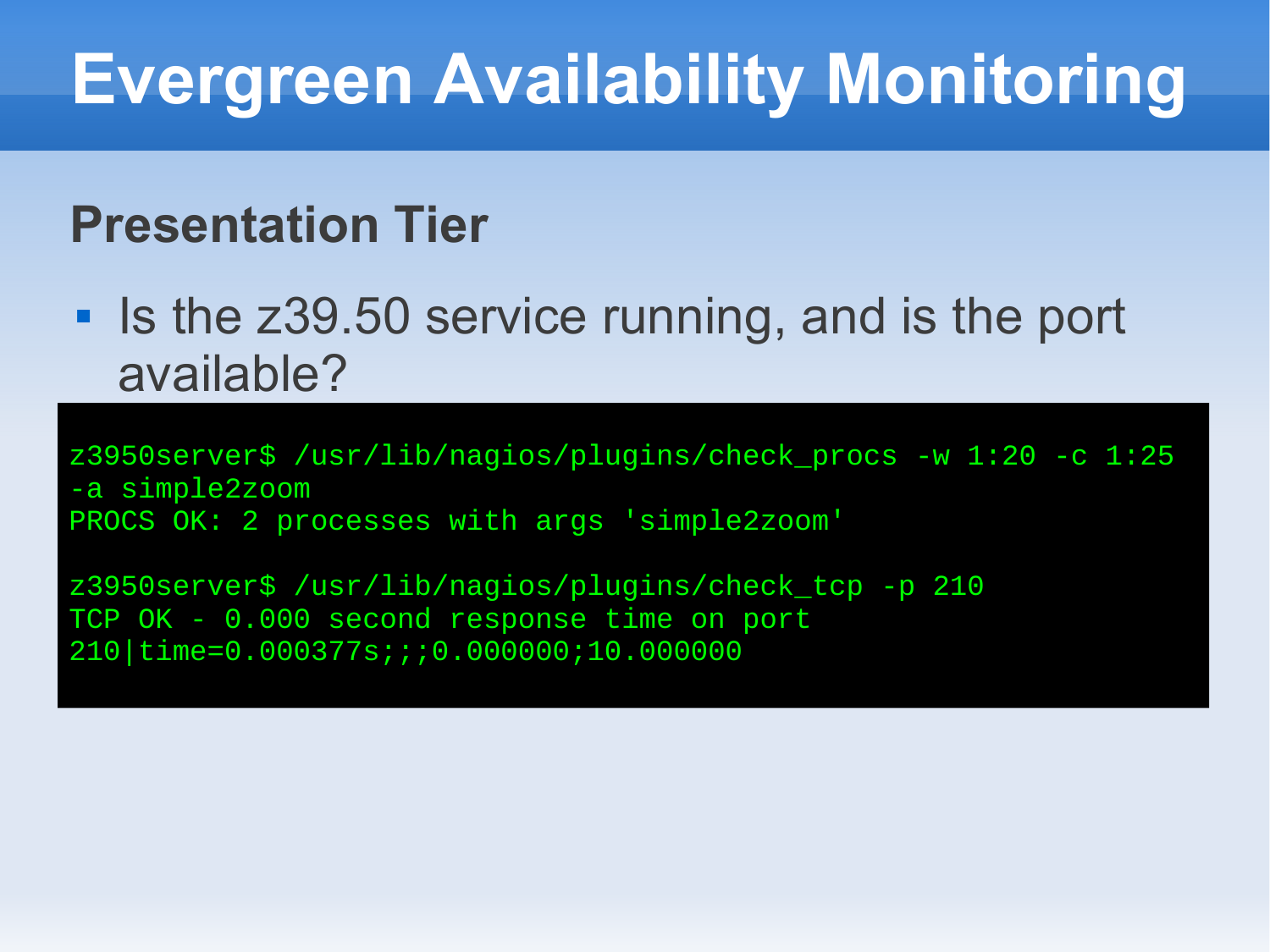# Evergreen Availability Monitoring

## Presentation Tier

- Is the z39.50 service running, and is the port available?

```
z3950server$ /usr/lib/nagios/plugins/check_procs -w 1:20 -c 1:25
-a simple2zoom
PROCS OK: 2 processes with args 'simple2zoom'

z3950server$ /usr/lib/nagios/plugins/check_tcp -p 210
TCP OK - 0.000 second response time on port
210|time=0.000377s;;;0.000000;10.000000
```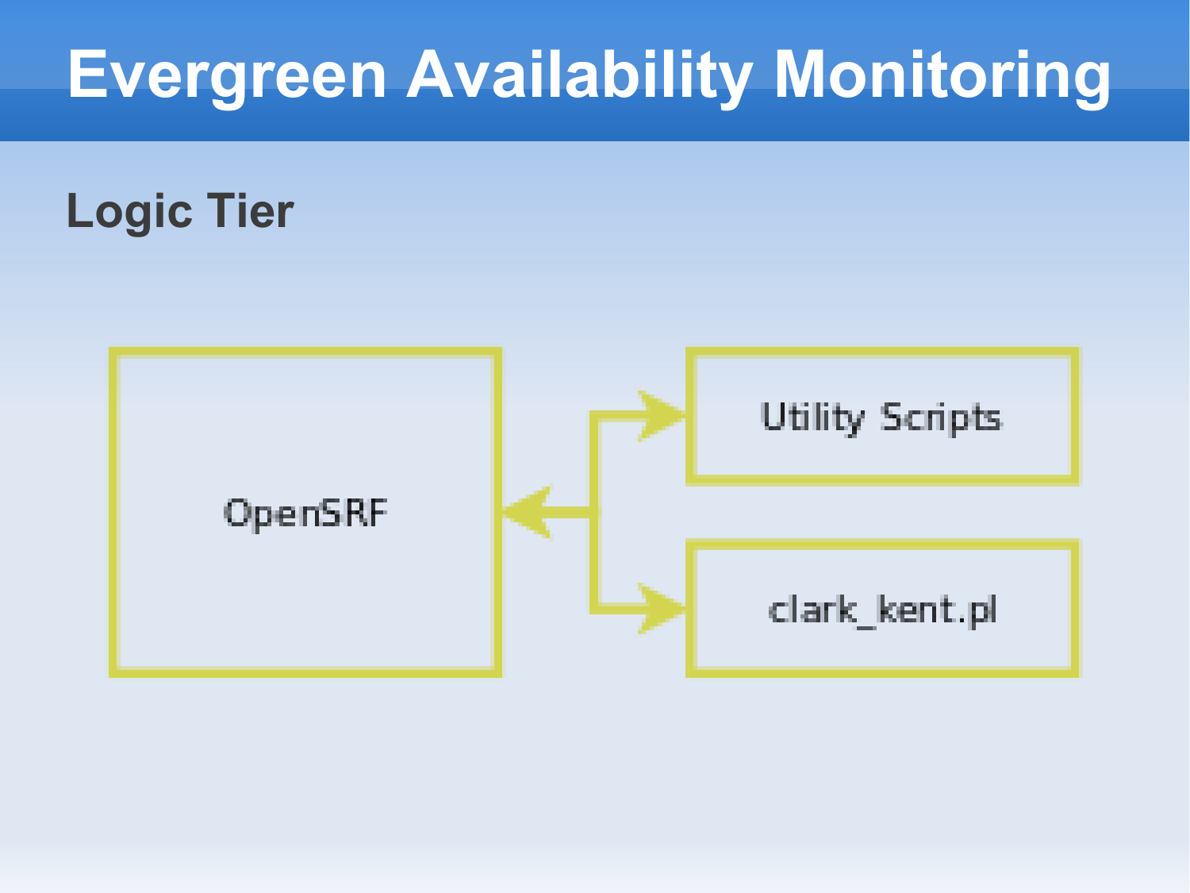# Evergreen Availability Monitoring

## Logic Tier

OpenSRF

Utility Scripts

clark_kent.pl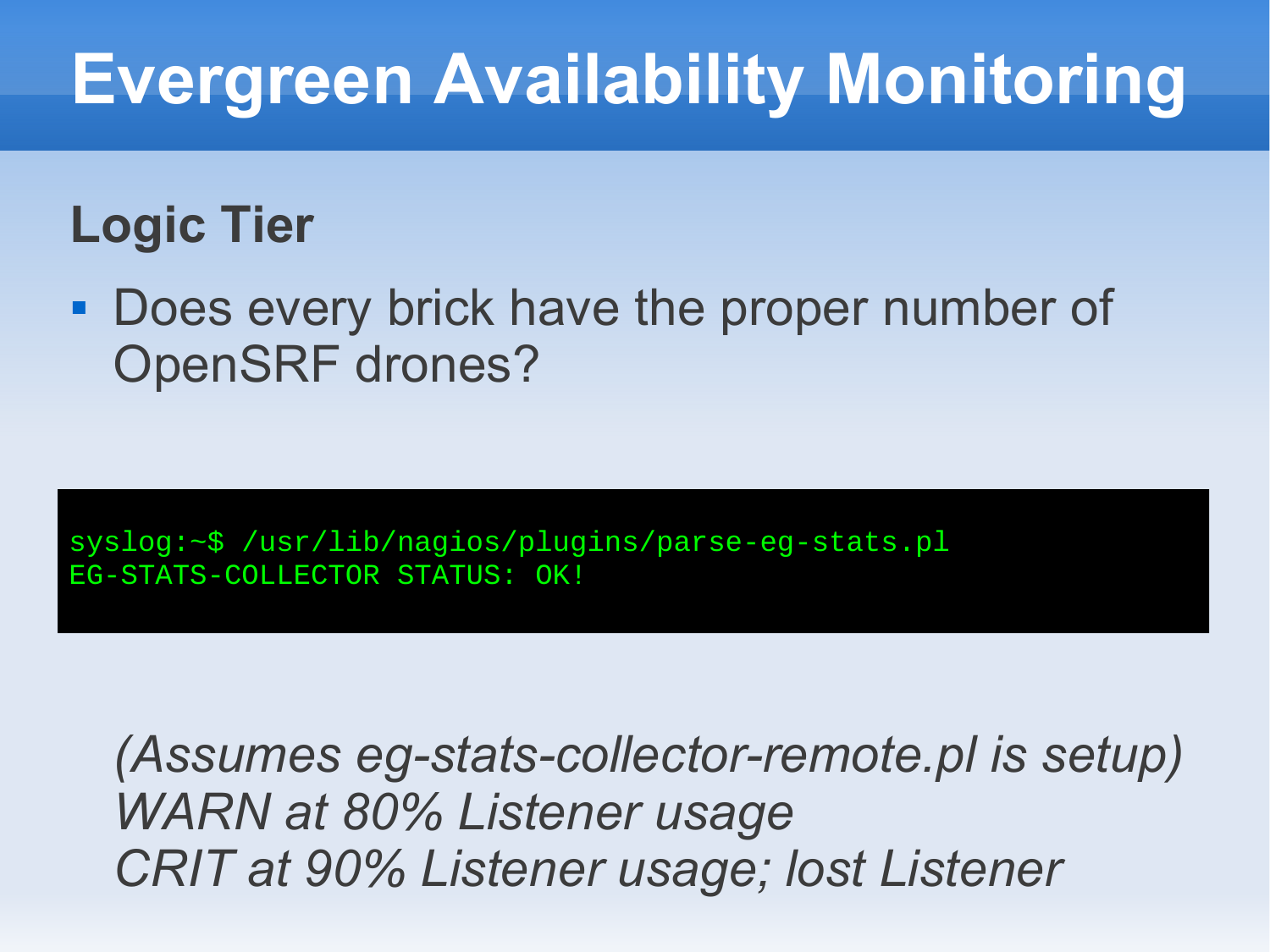# Evergreen Availability Monitoring

## Logic Tier

- Does every brick have the proper number of OpenSRF drones?

```
syslog:~$ /usr/lib/nagios/plugins/parse-eg-stats.pl
EG-STATS-COLLECTOR STATUS: OK!
```

*(Assumes eg-stats-collector-remote.pl is setup)*
*WARN at 80% Listener usage*
*CRIT at 90% Listener usage; lost Listener*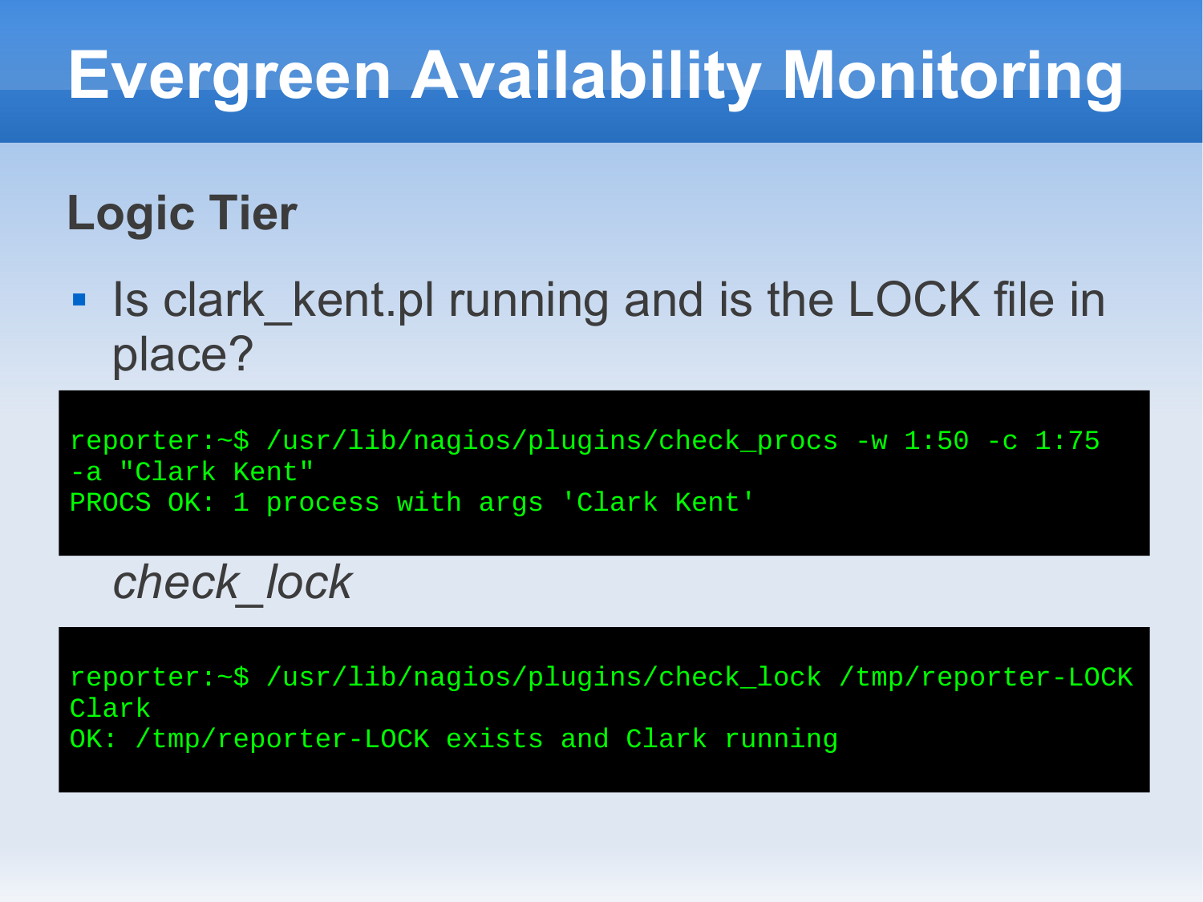# Evergreen Availability Monitoring

## Logic Tier

- Is clark_kent.pl running and is the LOCK file in place?

```
reporter:~$ /usr/lib/nagios/plugins/check_procs -w 1:50 -c 1:75
-a "Clark Kent"
PROCS OK: 1 process with args 'Clark Kent'
```

*check_lock*

```
reporter:~$ /usr/lib/nagios/plugins/check_lock /tmp/reporter-LOCK
Clark
OK: /tmp/reporter-LOCK exists and Clark running
```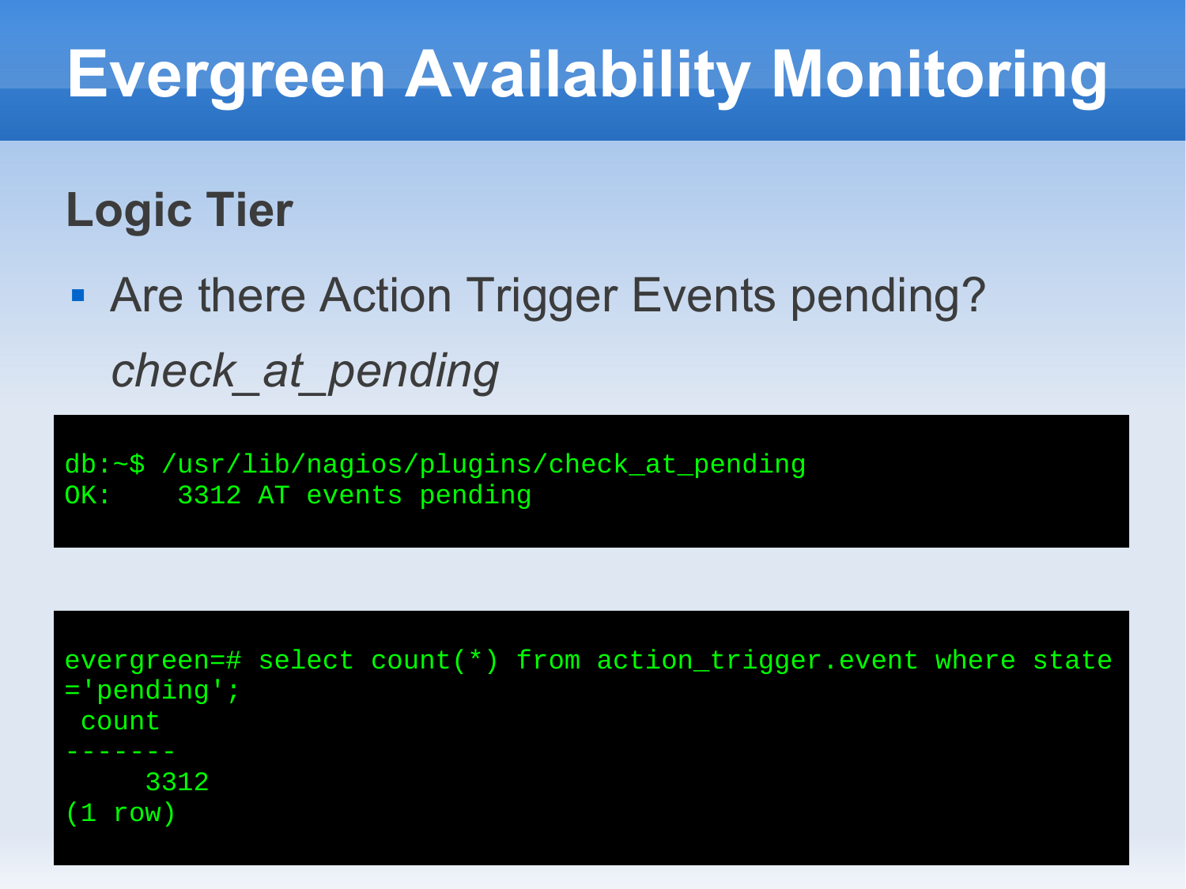# Evergreen Availability Monitoring

## Logic Tier

- Are there Action Trigger Events pending?

  *check_at_pending*

```
db:~$ /usr/lib/nagios/plugins/check_at_pending
OK:    3312 AT events pending
```

```
evergreen=# select count(*) from action_trigger.event where state
='pending';
 count
-------
    3312
(1 row)
```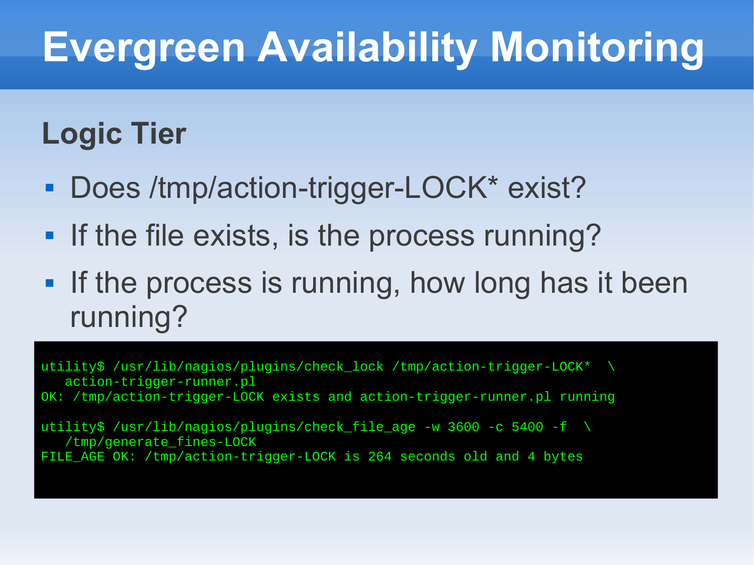# Evergreen Availability Monitoring

## Logic Tier

- Does /tmp/action-trigger-LOCK* exist?
- If the file exists, is the process running?
- If the process is running, how long has it been running?

```
utility$ /usr/lib/nagios/plugins/check_lock /tmp/action-trigger-LOCK*  \
   action-trigger-runner.pl
OK: /tmp/action-trigger-LOCK exists and action-trigger-runner.pl running

utility$ /usr/lib/nagios/plugins/check_file_age -w 3600 -c 5400 -f  \
   /tmp/generate_fines-LOCK
FILE_AGE OK: /tmp/action-trigger-LOCK is 264 seconds old and 4 bytes
```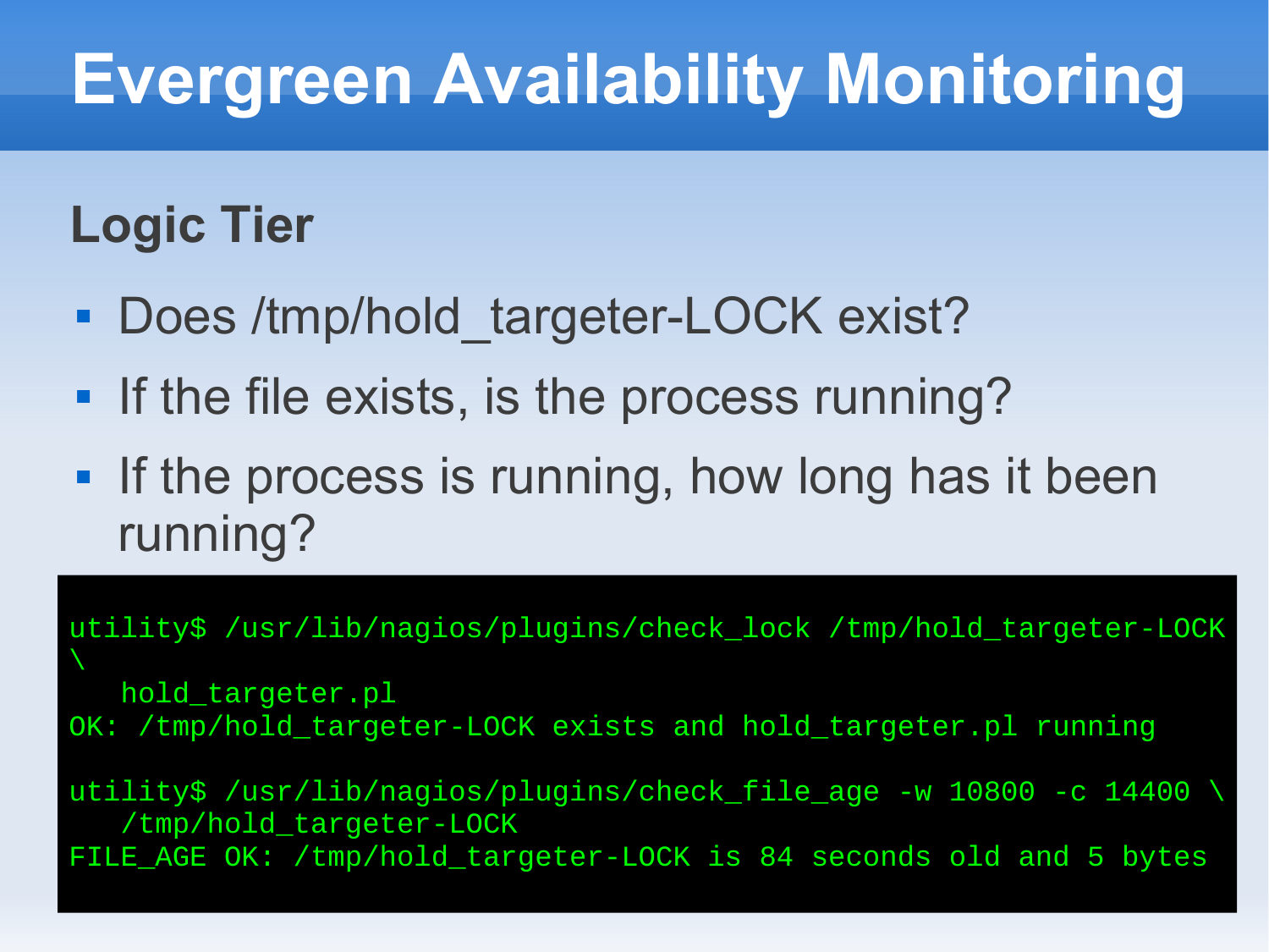# Evergreen Availability Monitoring

## Logic Tier

- Does /tmp/hold_targeter-LOCK exist?
- If the file exists, is the process running?
- If the process is running, how long has it been running?

```
utility$ /usr/lib/nagios/plugins/check_lock /tmp/hold_targeter-LOCK \
   hold_targeter.pl
OK: /tmp/hold_targeter-LOCK exists and hold_targeter.pl running

utility$ /usr/lib/nagios/plugins/check_file_age -w 10800 -c 14400 \
   /tmp/hold_targeter-LOCK
FILE_AGE OK: /tmp/hold_targeter-LOCK is 84 seconds old and 5 bytes
```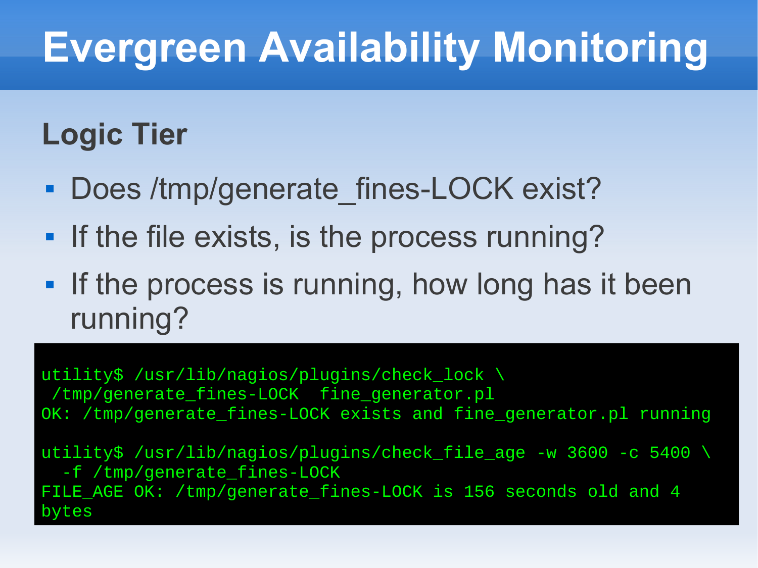# Evergreen Availability Monitoring

## Logic Tier

- Does /tmp/generate_fines-LOCK exist?
- If the file exists, is the process running?
- If the process is running, how long has it been running?

```
utility$ /usr/lib/nagios/plugins/check_lock \
 /tmp/generate_fines-LOCK  fine_generator.pl
OK: /tmp/generate_fines-LOCK exists and fine_generator.pl running

utility$ /usr/lib/nagios/plugins/check_file_age -w 3600 -c 5400 \
  -f /tmp/generate_fines-LOCK
FILE_AGE OK: /tmp/generate_fines-LOCK is 156 seconds old and 4
bytes
```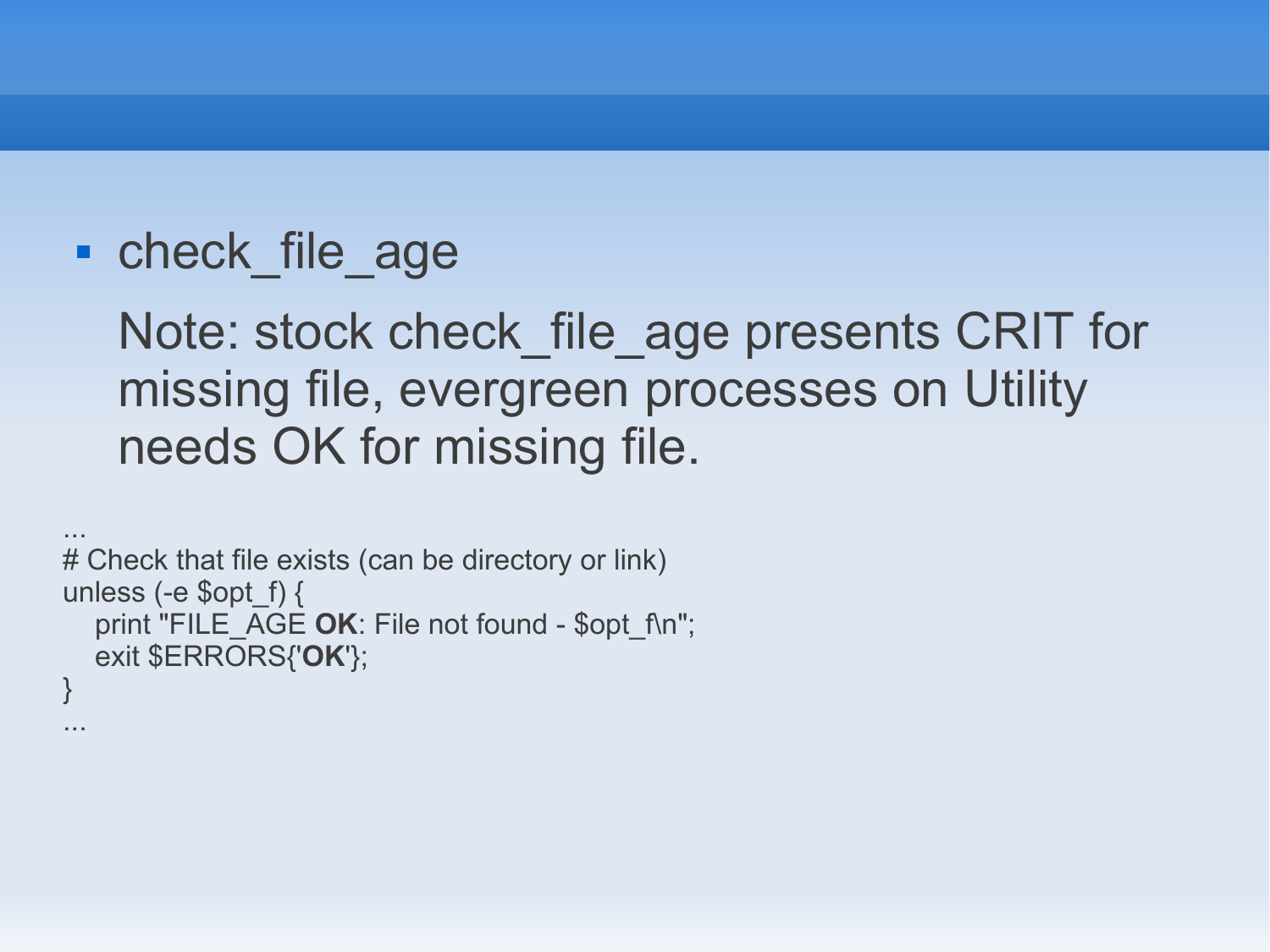- check_file_age

  Note: stock check_file_age presents CRIT for missing file, evergreen processes on Utility needs OK for missing file.

```
...
# Check that file exists (can be directory or link)
unless (-e $opt_f) {
   print "FILE_AGE OK: File not found - $opt_f\n";
   exit $ERRORS{'OK'};
}
...
```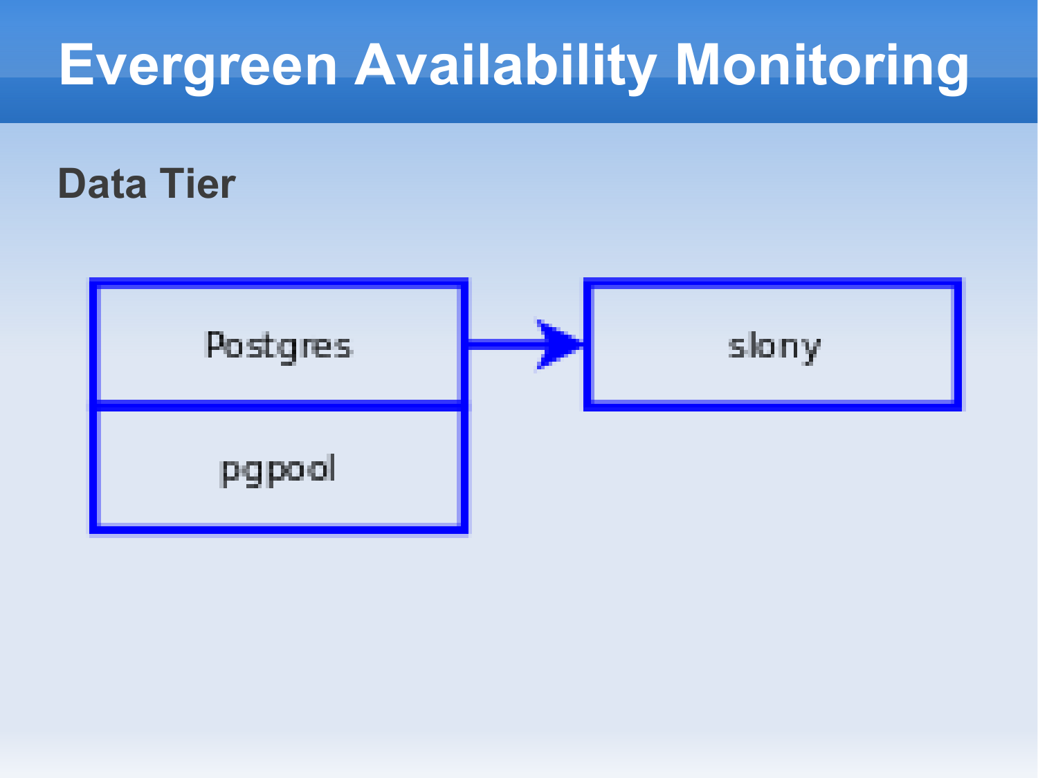# Evergreen Availability Monitoring

## Data Tier

Postgres

pgpool

slony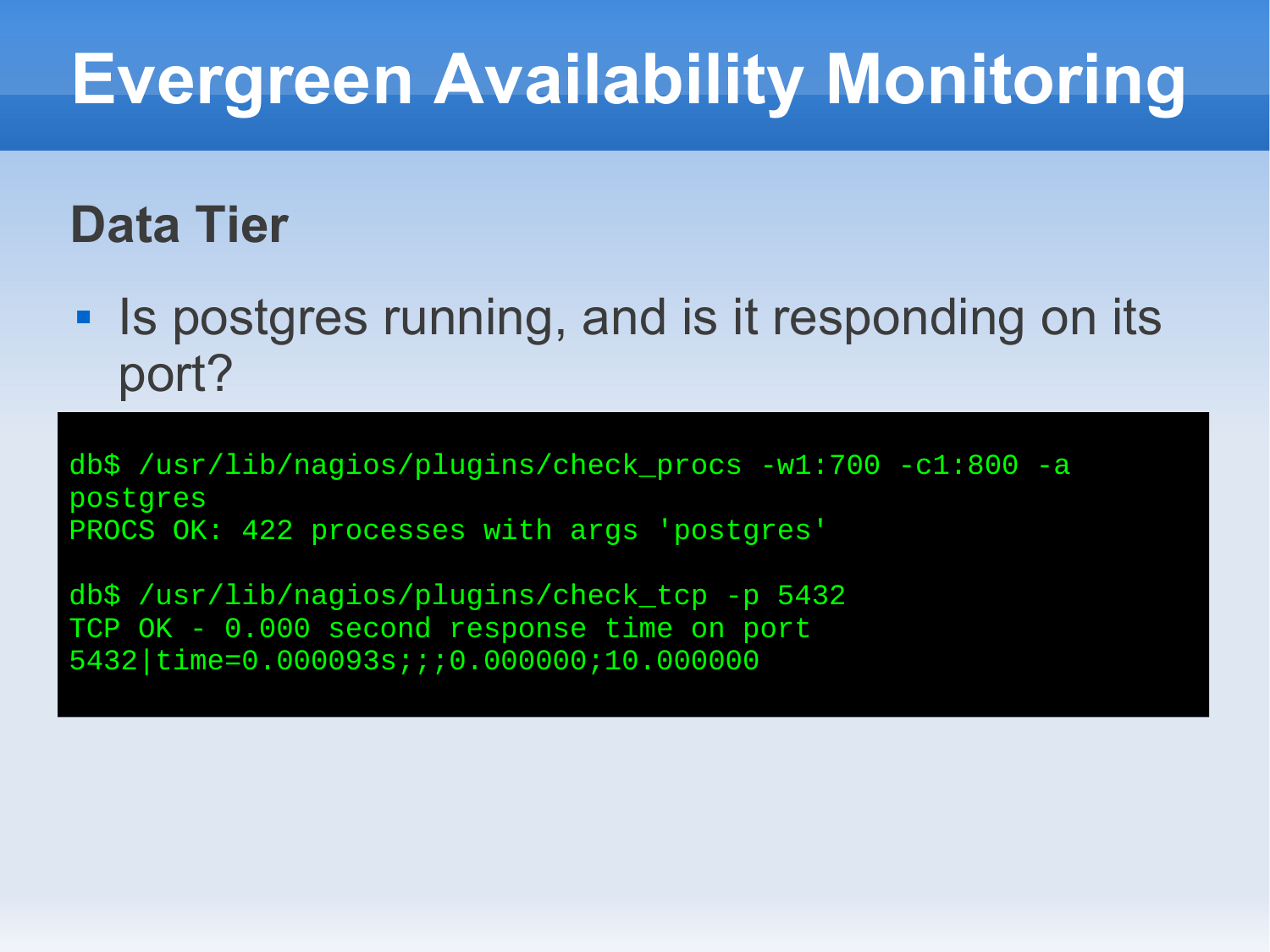# Evergreen Availability Monitoring

## Data Tier

- Is postgres running, and is it responding on its port?

```
db$ /usr/lib/nagios/plugins/check_procs -w1:700 -c1:800 -a 
postgres
PROCS OK: 422 processes with args 'postgres'

db$ /usr/lib/nagios/plugins/check_tcp -p 5432
TCP OK - 0.000 second response time on port 
5432|time=0.000093s;;;0.000000;10.000000
```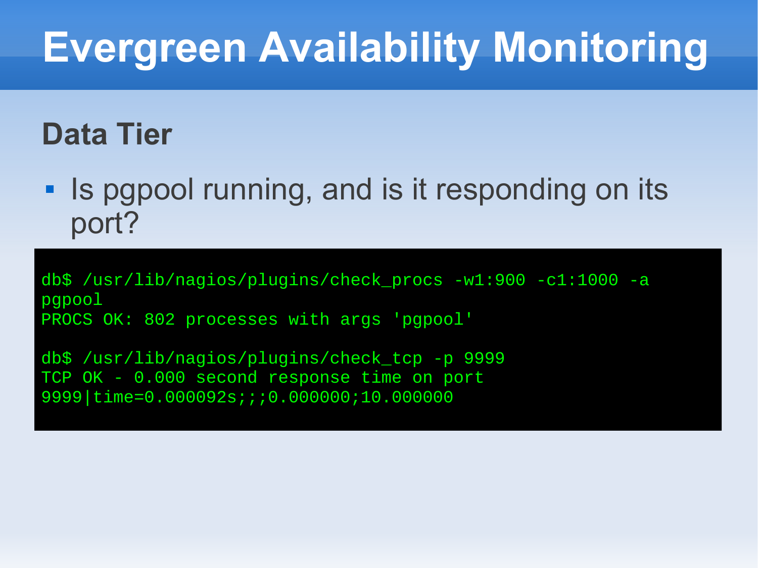# Evergreen Availability Monitoring

## Data Tier

- Is pgpool running, and is it responding on its port?

```
db$ /usr/lib/nagios/plugins/check_procs -w1:900 -c1:1000 -a
pgpool
PROCS OK: 802 processes with args 'pgpool'

db$ /usr/lib/nagios/plugins/check_tcp -p 9999
TCP OK - 0.000 second response time on port
9999|time=0.000092s;;;0.000000;10.000000
```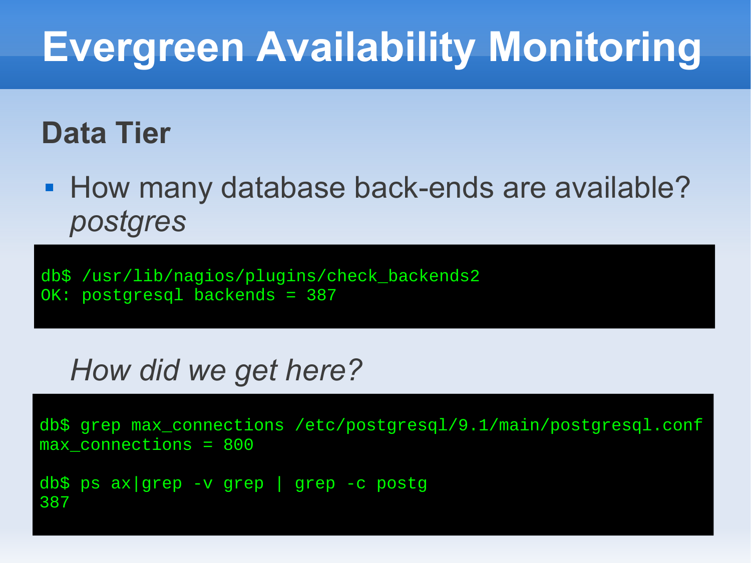# Evergreen Availability Monitoring

## Data Tier

- How many database back-ends are available? *postgres*

```
db$ /usr/lib/nagios/plugins/check_backends2
OK: postgresql backends = 387
```

*How did we get here?*

```
db$ grep max_connections /etc/postgresql/9.1/main/postgresql.conf
max_connections = 800

db$ ps ax|grep -v grep | grep -c postg
387
```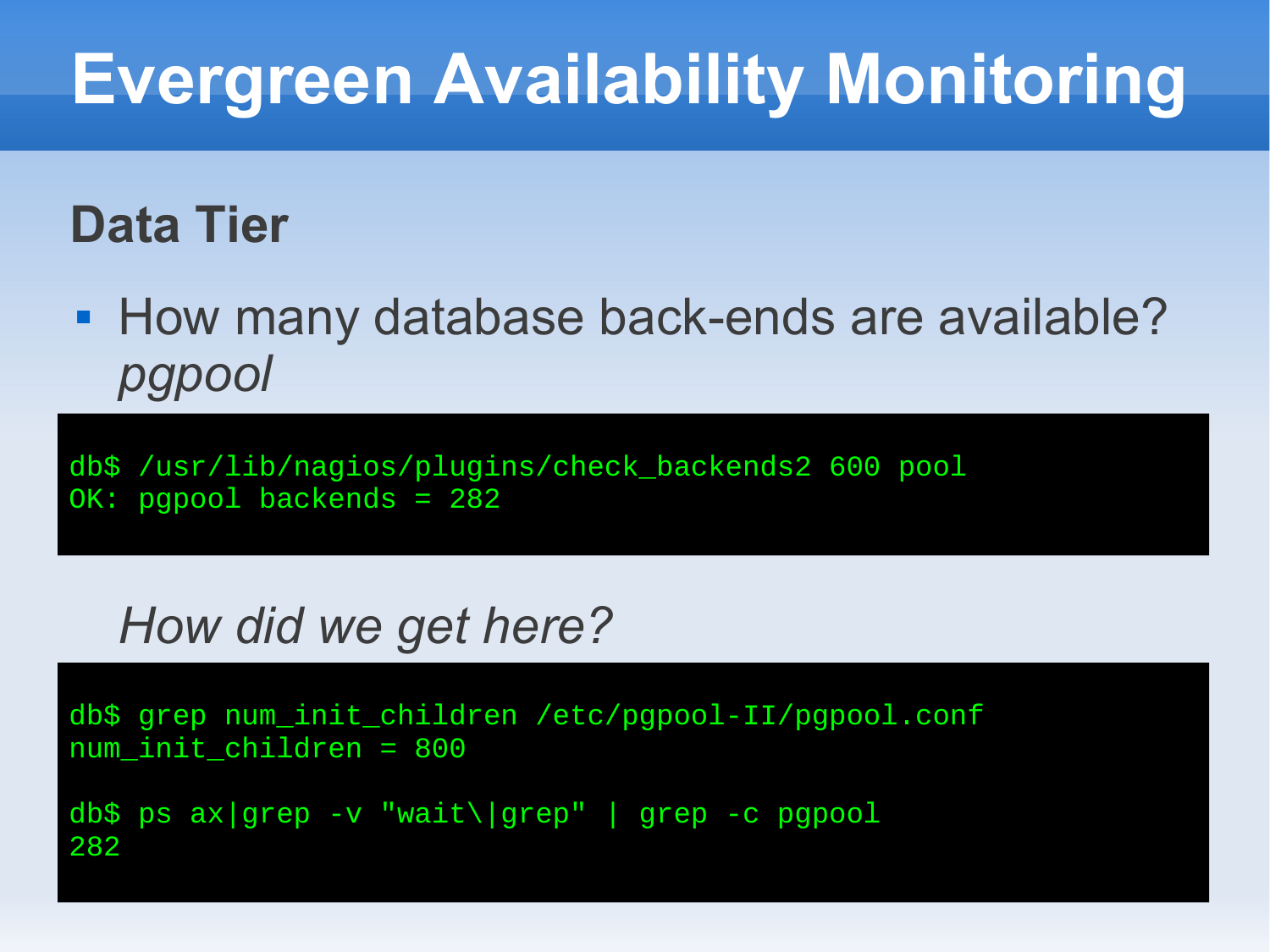# Evergreen Availability Monitoring

## Data Tier

- How many database back-ends are available? *pgpool*

```
db$ /usr/lib/nagios/plugins/check_backends2 600 pool
OK: pgpool backends = 282
```

*How did we get here?*

```
db$ grep num_init_children /etc/pgpool-II/pgpool.conf
num_init_children = 800

db$ ps ax|grep -v "wait\|grep" | grep -c pgpool
282
```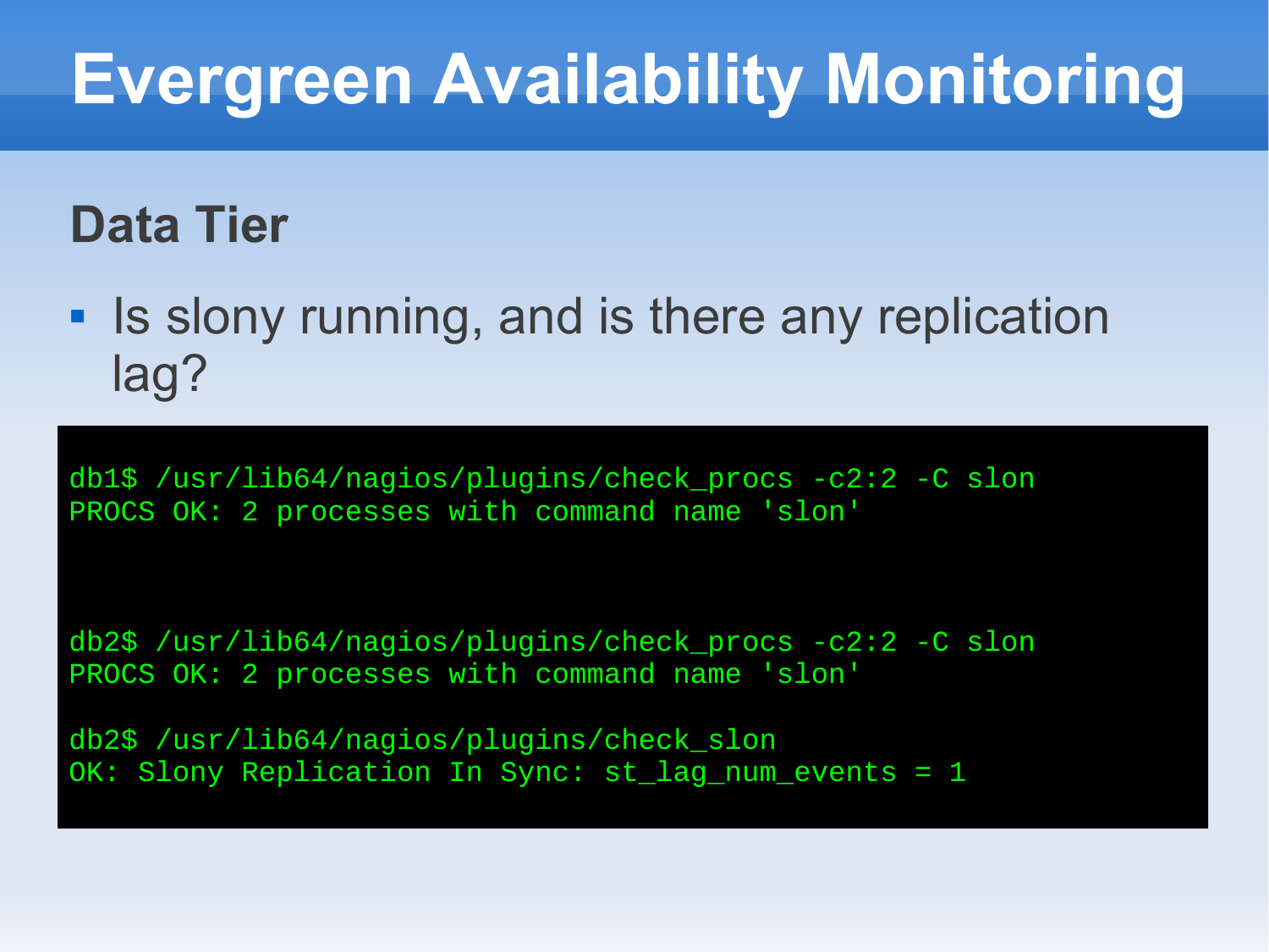# Evergreen Availability Monitoring

## Data Tier

- Is slony running, and is there any replication lag?

```
db1$ /usr/lib64/nagios/plugins/check_procs -c2:2 -C slon
PROCS OK: 2 processes with command name 'slon'



db2$ /usr/lib64/nagios/plugins/check_procs -c2:2 -C slon
PROCS OK: 2 processes with command name 'slon'

db2$ /usr/lib64/nagios/plugins/check_slon
OK: Slony Replication In Sync: st_lag_num_events = 1
```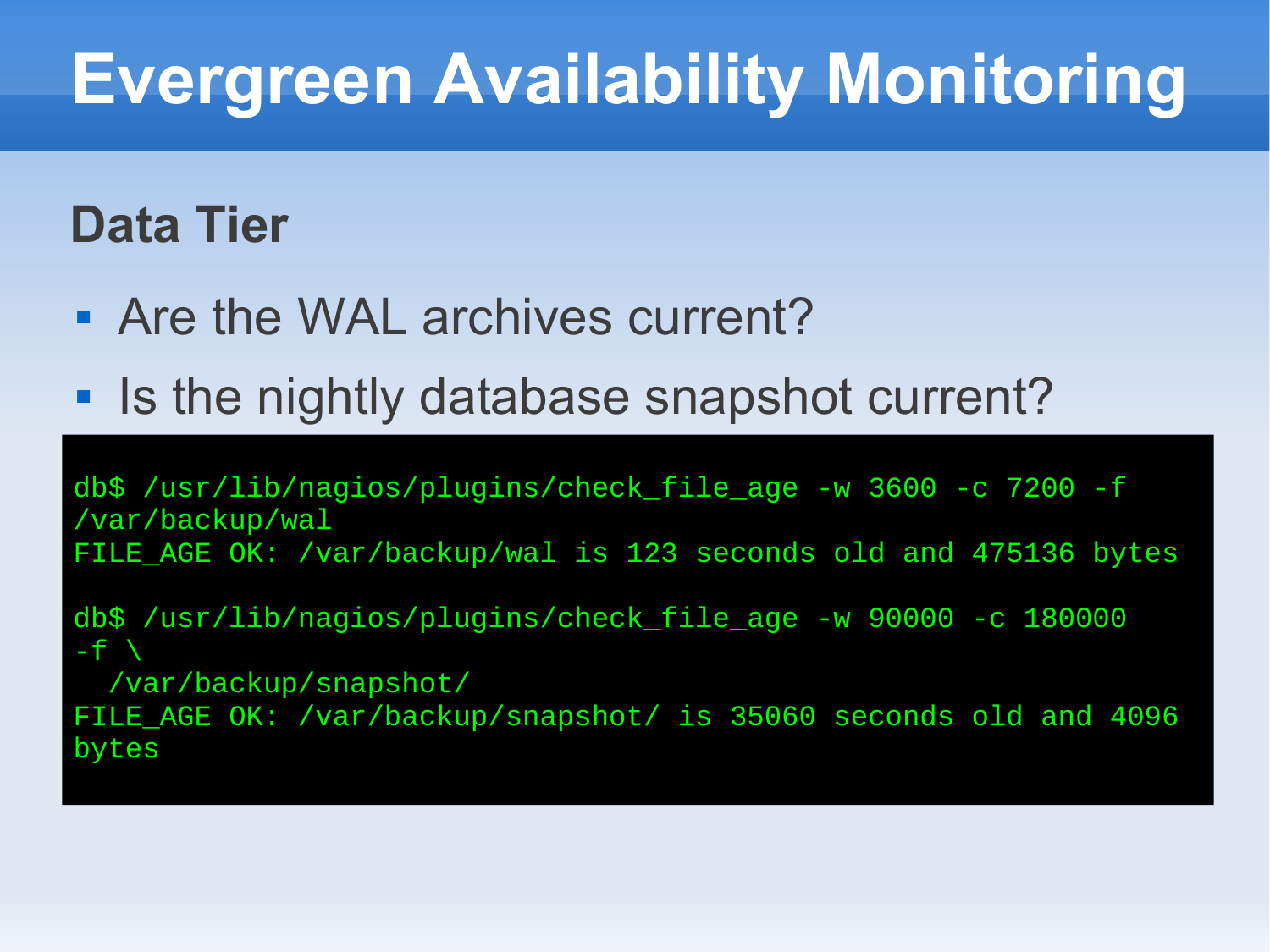# Evergreen Availability Monitoring

## Data Tier

- Are the WAL archives current?
- Is the nightly database snapshot current?

```
db$ /usr/lib/nagios/plugins/check_file_age -w 3600 -c 7200 -f
/var/backup/wal
FILE_AGE OK: /var/backup/wal is 123 seconds old and 475136 bytes

db$ /usr/lib/nagios/plugins/check_file_age -w 90000 -c 180000
-f \
  /var/backup/snapshot/
FILE_AGE OK: /var/backup/snapshot/ is 35060 seconds old and 4096
bytes
```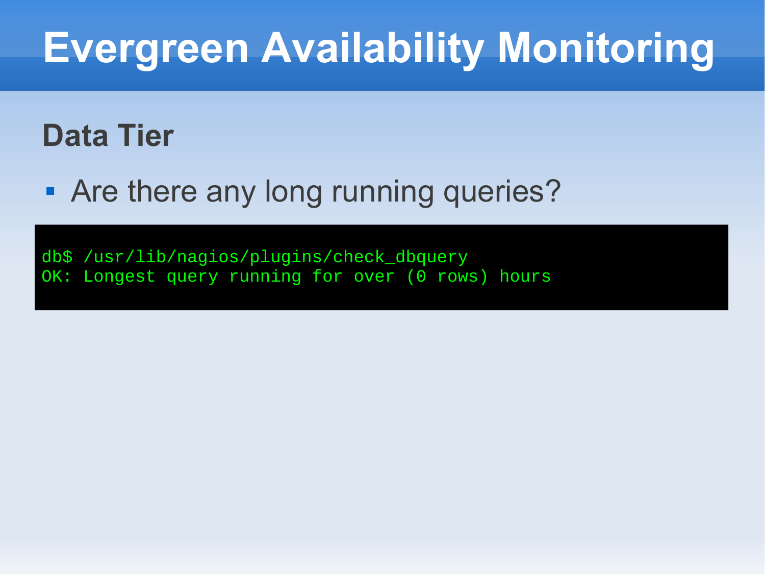# Evergreen Availability Monitoring

## Data Tier

- Are there any long running queries?

```
db$ /usr/lib/nagios/plugins/check_dbquery
OK: Longest query running for over (0 rows) hours
```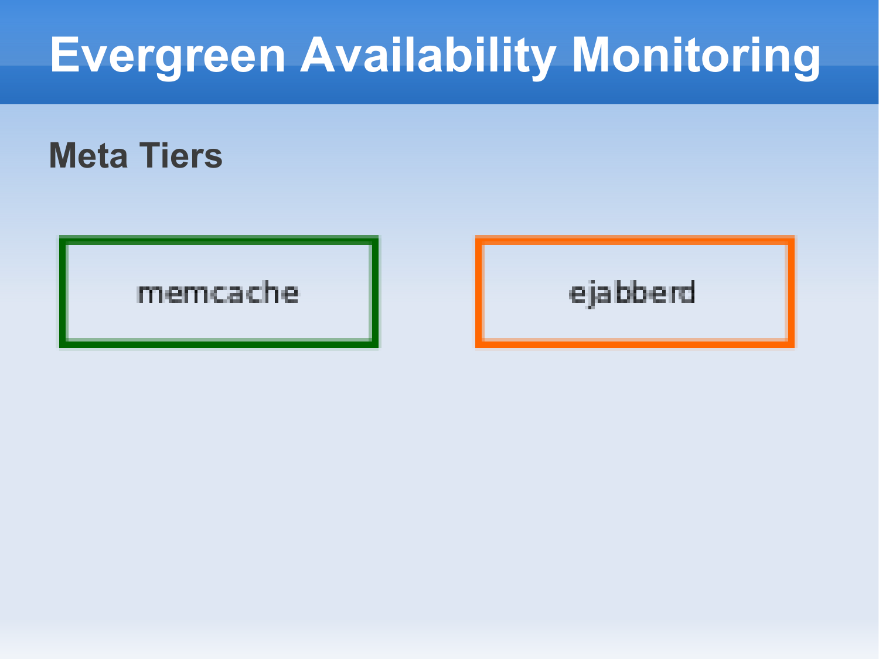# Evergreen Availability Monitoring

## Meta Tiers

memcache

ejabberd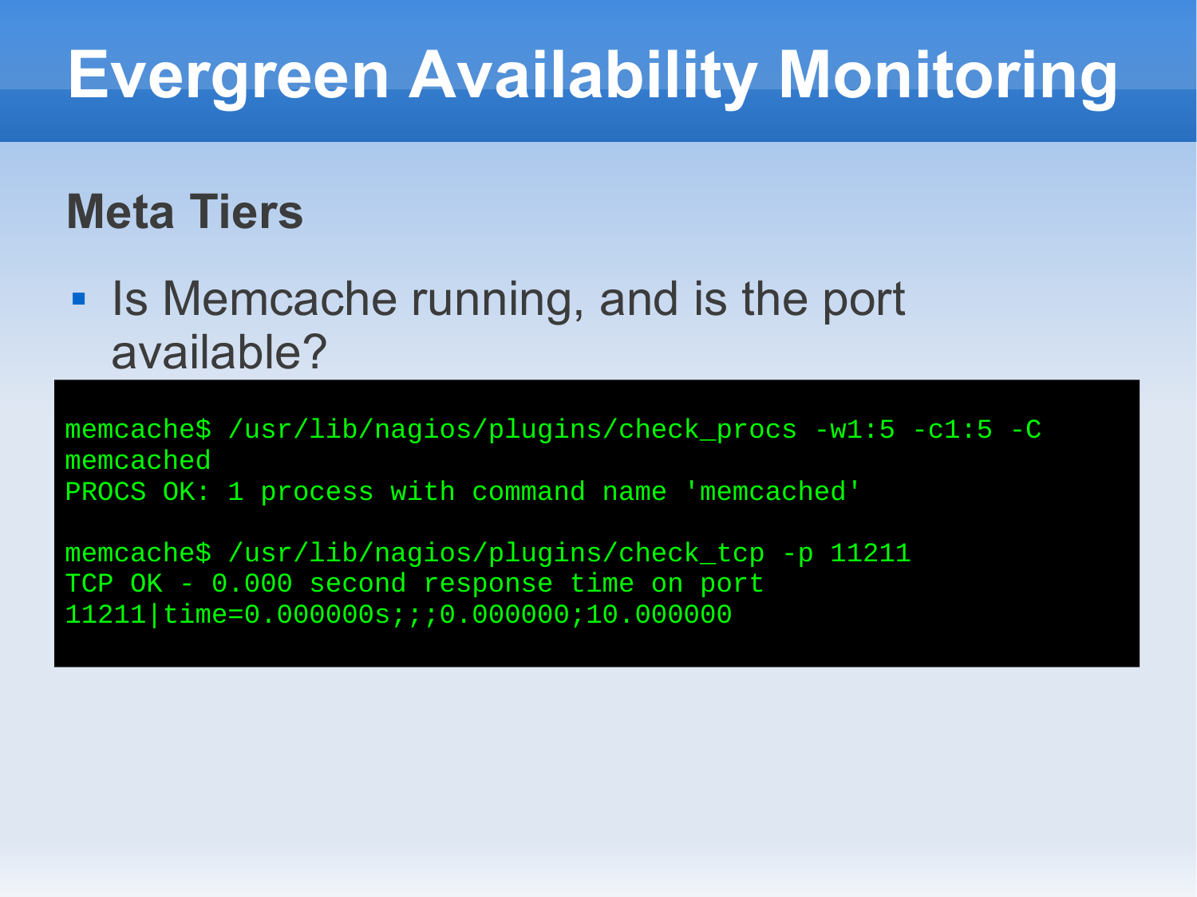# Evergreen Availability Monitoring

## Meta Tiers

- Is Memcache running, and is the port available?

```
memcache$ /usr/lib/nagios/plugins/check_procs -w1:5 -c1:5 -C
memcached
PROCS OK: 1 process with command name 'memcached'

memcache$ /usr/lib/nagios/plugins/check_tcp -p 11211
TCP OK - 0.000 second response time on port
11211|time=0.000000s;;;0.000000;10.000000
```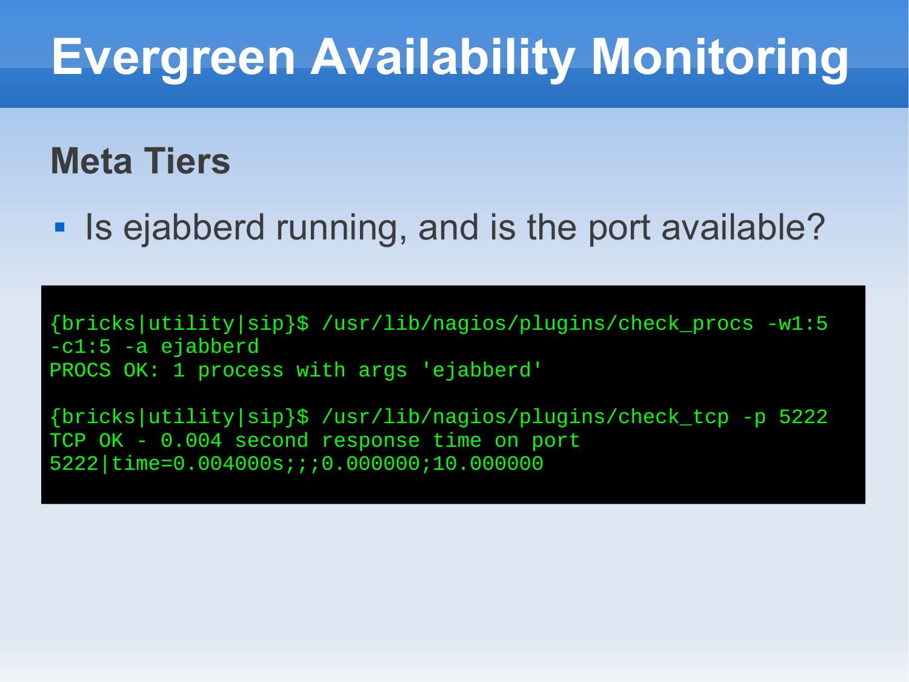# Evergreen Availability Monitoring

## Meta Tiers

- Is ejabberd running, and is the port available?

```
{bricks|utility|sip}$ /usr/lib/nagios/plugins/check_procs -w1:5
-c1:5 -a ejabberd
PROCS OK: 1 process with args 'ejabberd'

{bricks|utility|sip}$ /usr/lib/nagios/plugins/check_tcp -p 5222
TCP OK - 0.004 second response time on port
5222|time=0.004000s;;;0.000000;10.000000
```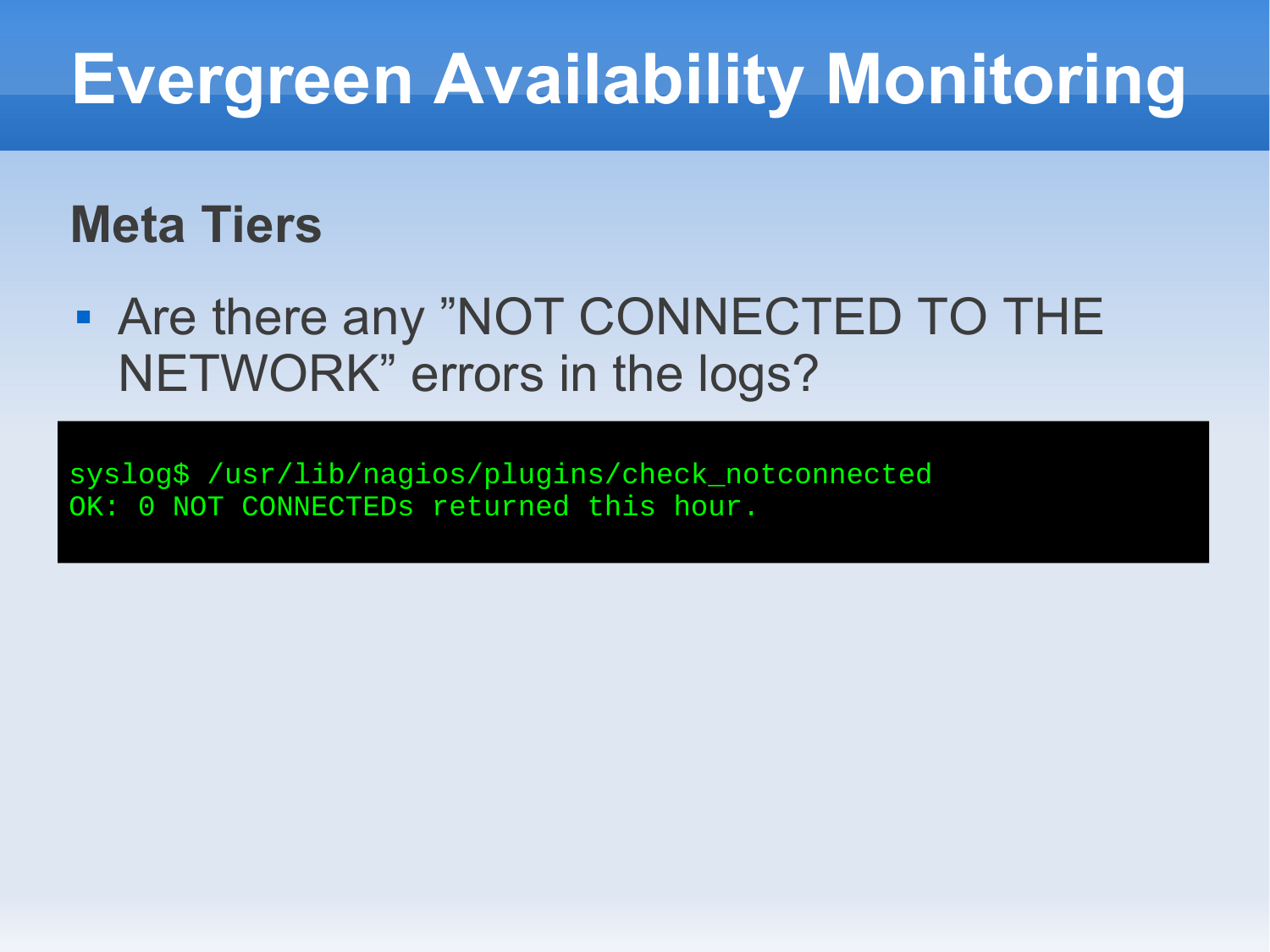# Evergreen Availability Monitoring

## Meta Tiers

- Are there any ”NOT CONNECTED TO THE NETWORK” errors in the logs?

```
syslog$ /usr/lib/nagios/plugins/check_notconnected
OK: 0 NOT CONNECTEDs returned this hour.
```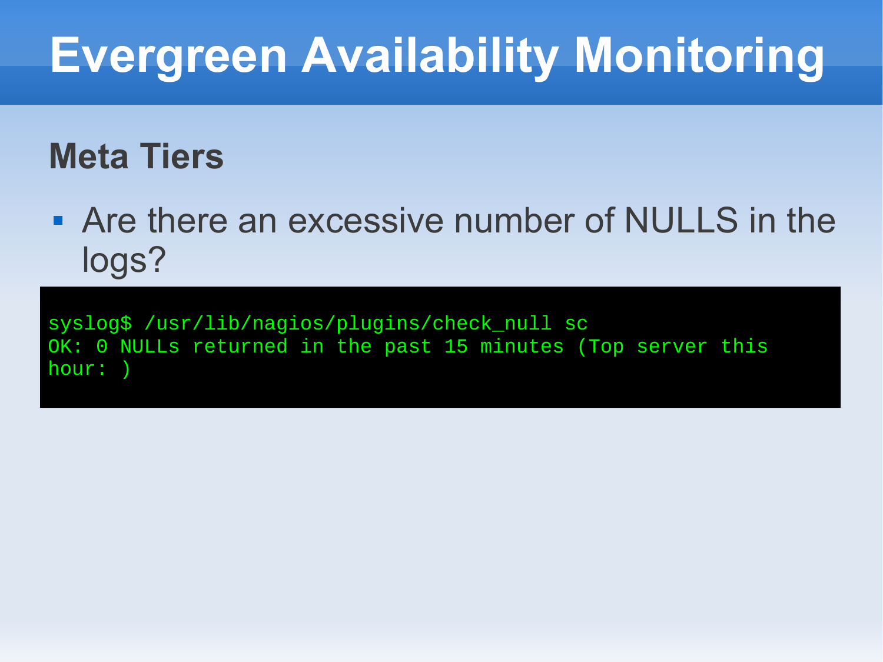# Evergreen Availability Monitoring

## Meta Tiers

- Are there an excessive number of NULLS in the logs?

```
syslog$ /usr/lib/nagios/plugins/check_null sc
OK: 0 NULLs returned in the past 15 minutes (Top server this
hour: )
```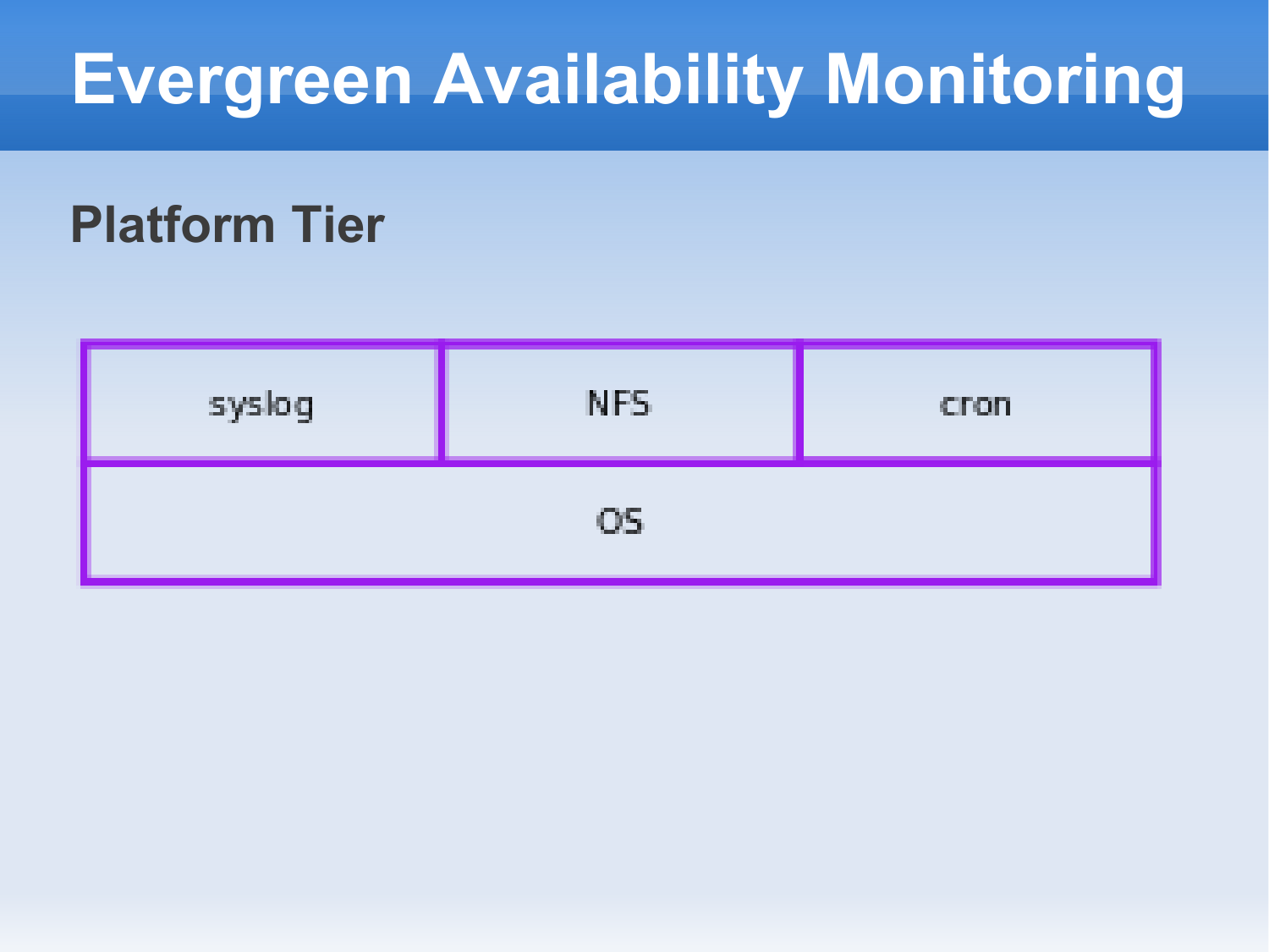# Evergreen Availability Monitoring

## Platform Tier

| syslog | NFS | cron |
| --- | --- | --- |
| OS | | |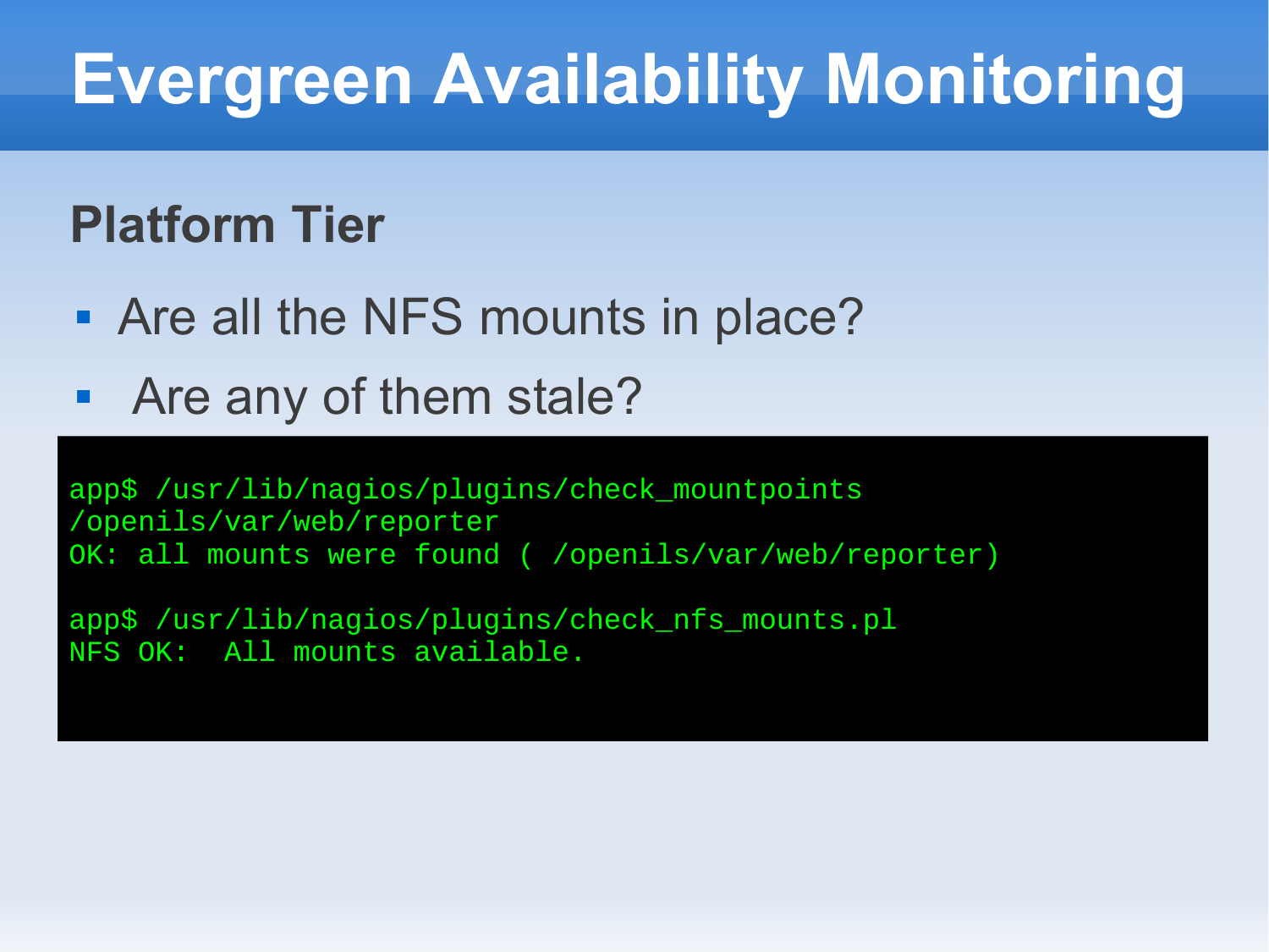# Evergreen Availability Monitoring

## Platform Tier

- Are all the NFS mounts in place?
- Are any of them stale?

```
app$ /usr/lib/nagios/plugins/check_mountpoints
/openils/var/web/reporter
OK: all mounts were found ( /openils/var/web/reporter)

app$ /usr/lib/nagios/plugins/check_nfs_mounts.pl
NFS OK:  All mounts available.
```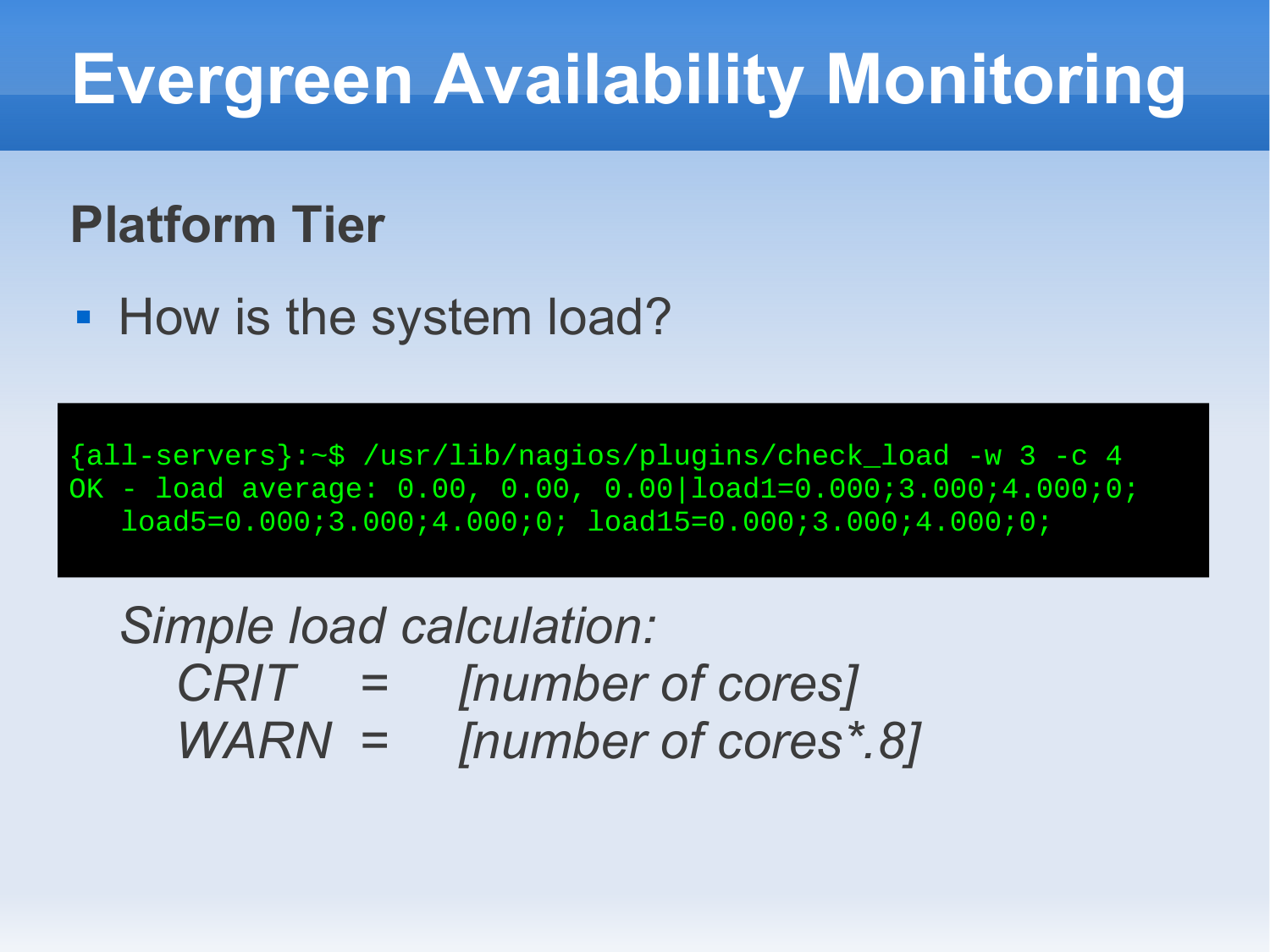# Evergreen Availability Monitoring

## Platform Tier

- How is the system load?

```
{all-servers}:~$ /usr/lib/nagios/plugins/check_load -w 3 -c 4
OK - load average: 0.00, 0.00, 0.00|load1=0.000;3.000;4.000;0;
   load5=0.000;3.000;4.000;0; load15=0.000;3.000;4.000;0;
```

*Simple load calculation:*

*CRIT = [number of cores]*

*WARN = [number of cores*.8]*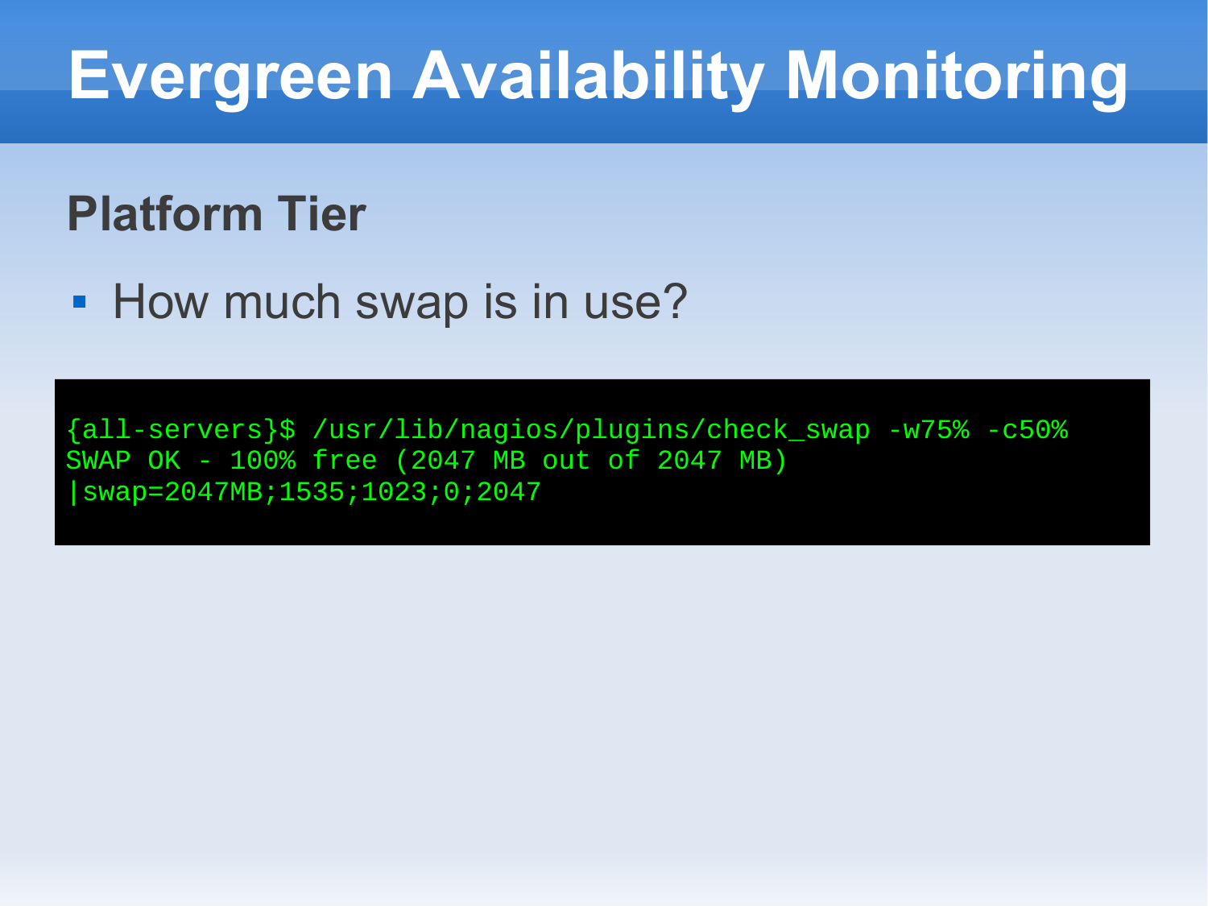# Evergreen Availability Monitoring

## Platform Tier

- How much swap is in use?

```
{all-servers}$ /usr/lib/nagios/plugins/check_swap -w75% -c50%
SWAP OK - 100% free (2047 MB out of 2047 MB)
|swap=2047MB;1535;1023;0;2047
```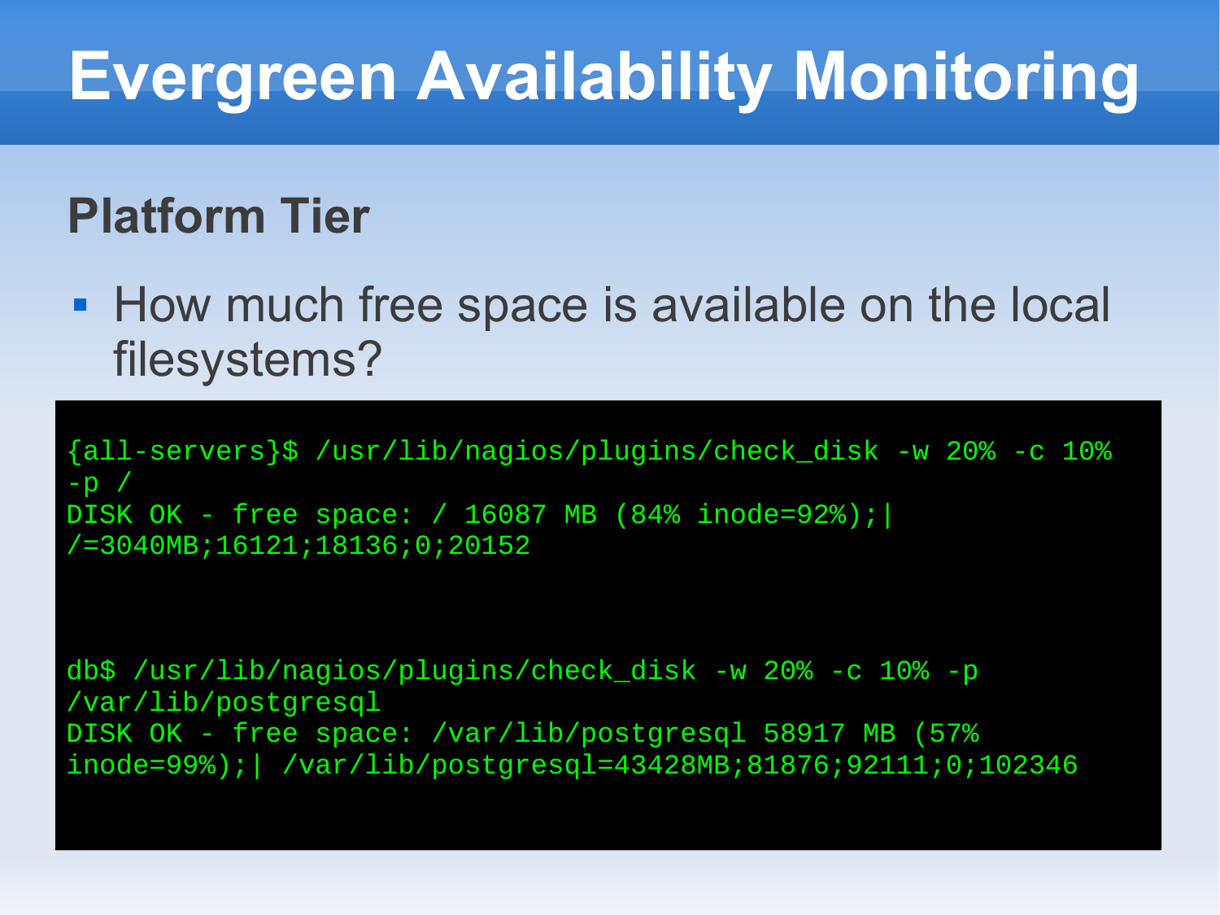# Evergreen Availability Monitoring

## Platform Tier

- How much free space is available on the local filesystems?

```
{all-servers}$ /usr/lib/nagios/plugins/check_disk -w 20% -c 10%
-p /
DISK OK - free space: / 16087 MB (84% inode=92%);|
/=3040MB;16121;18136;0;20152



db$ /usr/lib/nagios/plugins/check_disk -w 20% -c 10% -p
/var/lib/postgresql
DISK OK - free space: /var/lib/postgresql 58917 MB (57%
inode=99%);| /var/lib/postgresql=43428MB;81876;92111;0;102346
```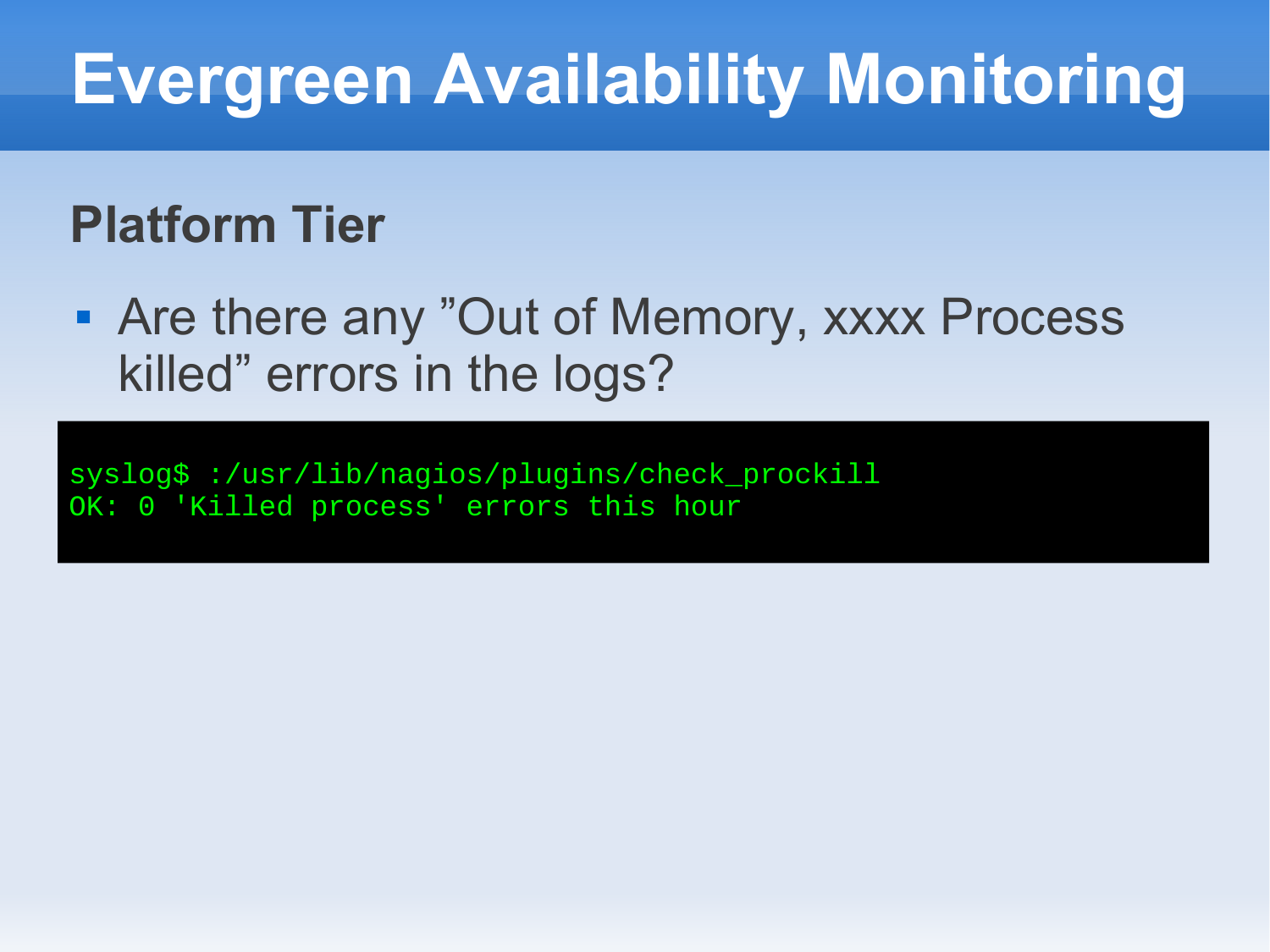# Evergreen Availability Monitoring

## Platform Tier

- Are there any ”Out of Memory, xxxx Process killed” errors in the logs?

```
syslog$ :/usr/lib/nagios/plugins/check_prockill
OK: 0 'Killed process' errors this hour
```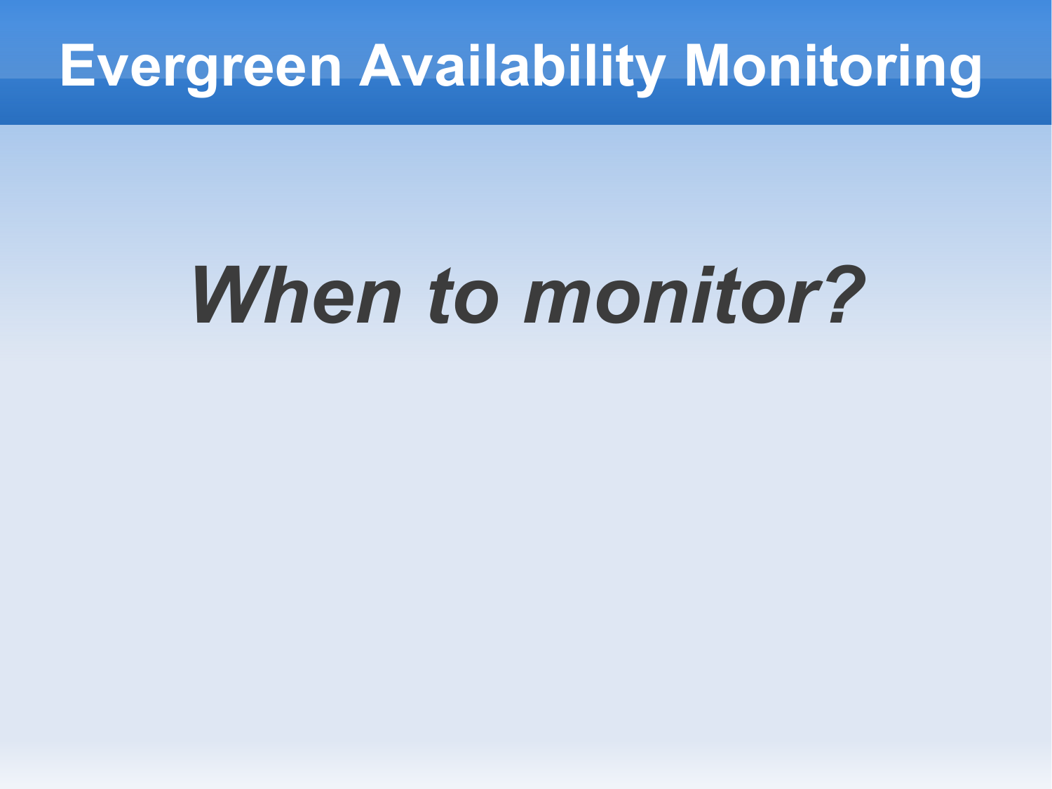# Evergreen Availability Monitoring

***When to monitor?***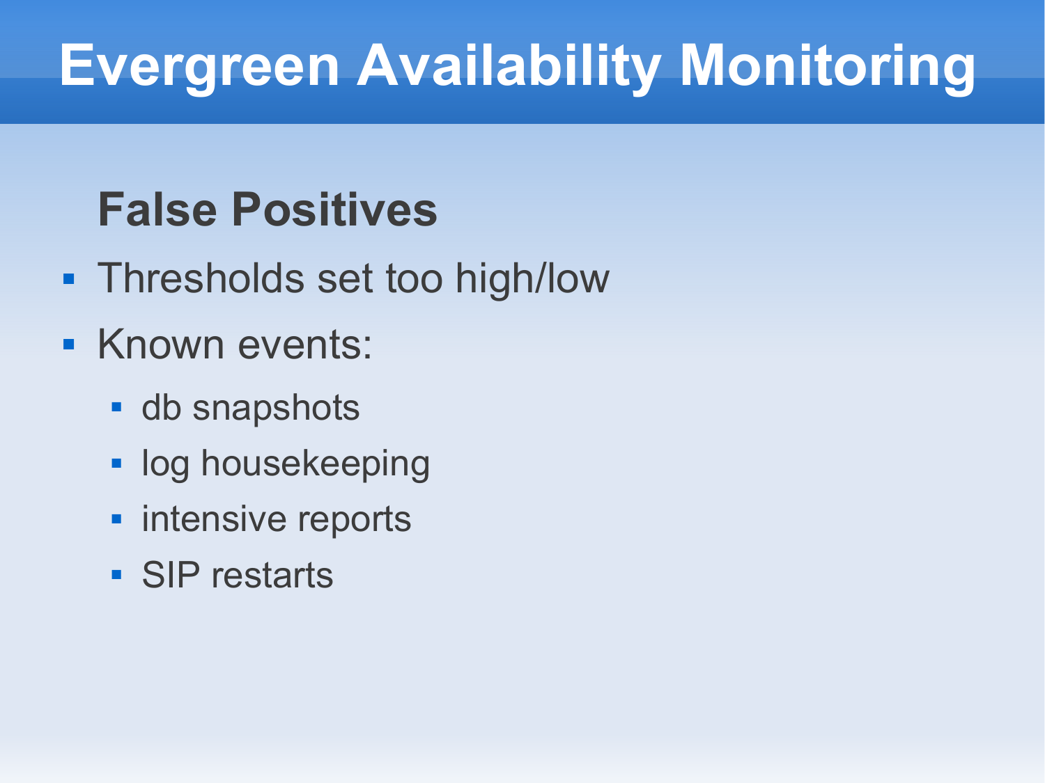# Evergreen Availability Monitoring

## False Positives

- Thresholds set too high/low
- Known events:
  - db snapshots
  - log housekeeping
  - intensive reports
  - SIP restarts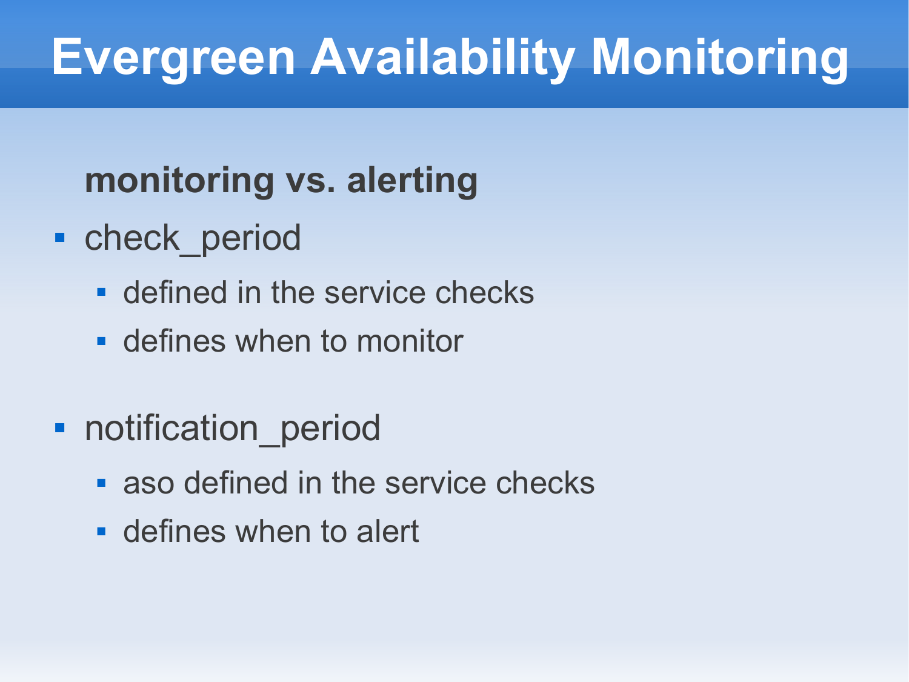# Evergreen Availability Monitoring

**monitoring vs. alerting**

- check_period
  - defined in the service checks
  - defines when to monitor
- notification_period
  - aso defined in the service checks
  - defines when to alert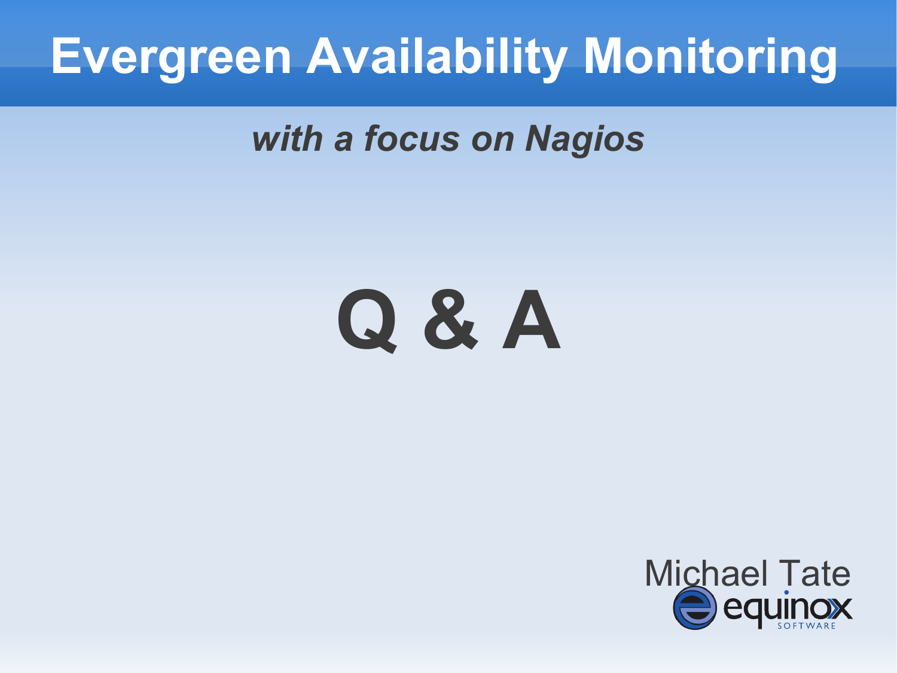# Evergreen Availability Monitoring

***with a focus on Nagios***

# Q & A

Michael Tate

equinox SOFTWARE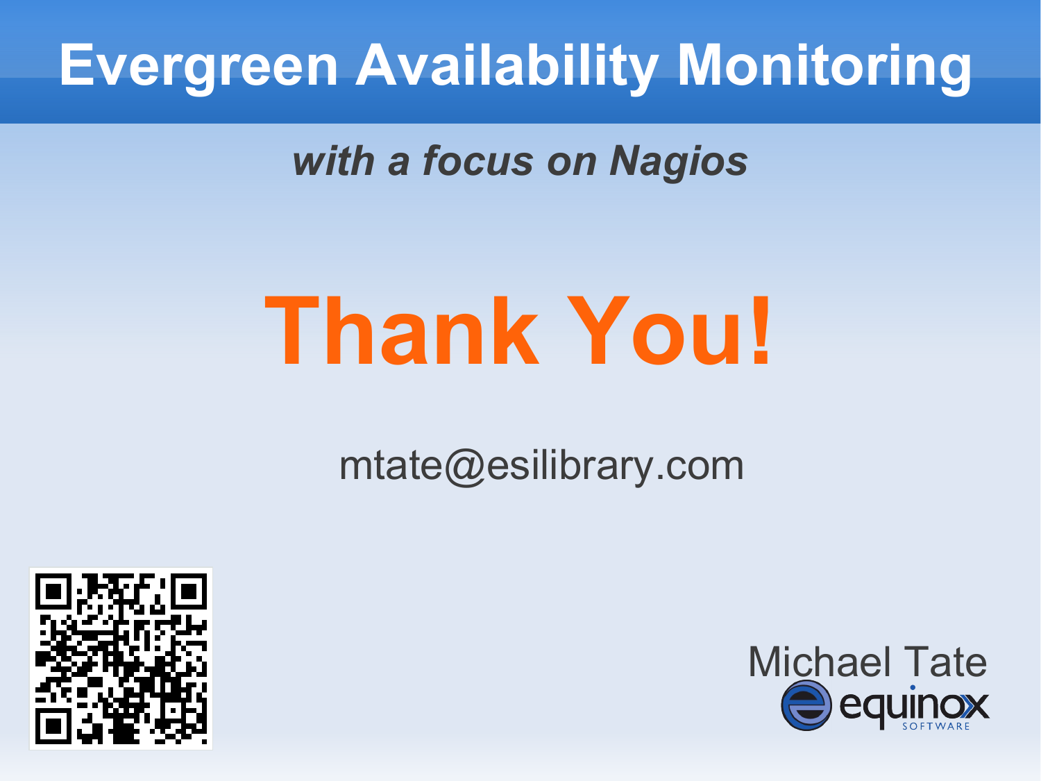# Evergreen Availability Monitoring

***with a focus on Nagios***

# Thank You!

mtate@esilibrary.com

Michael Tate

equinox SOFTWARE